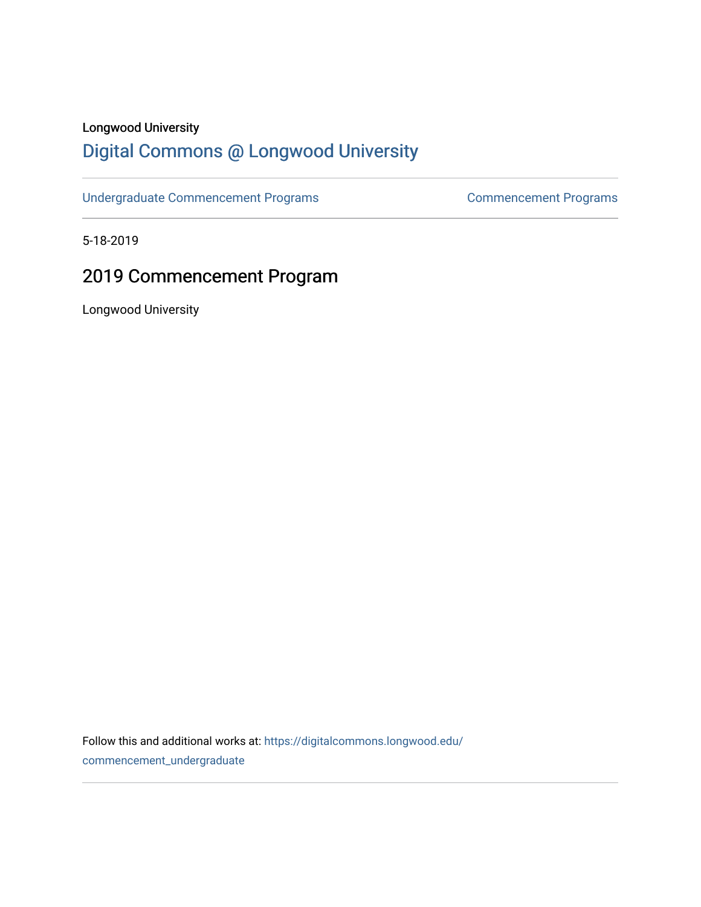Longwood University

# Digital Commons @ Longwood University

Undergraduate Commencement Programs | Commencement Programs

5-18-2019

## 2019 Commencement Program

Longwood University

Follow this and additional works at: https://digitalcommons.longwood.edu/commencement_undergraduate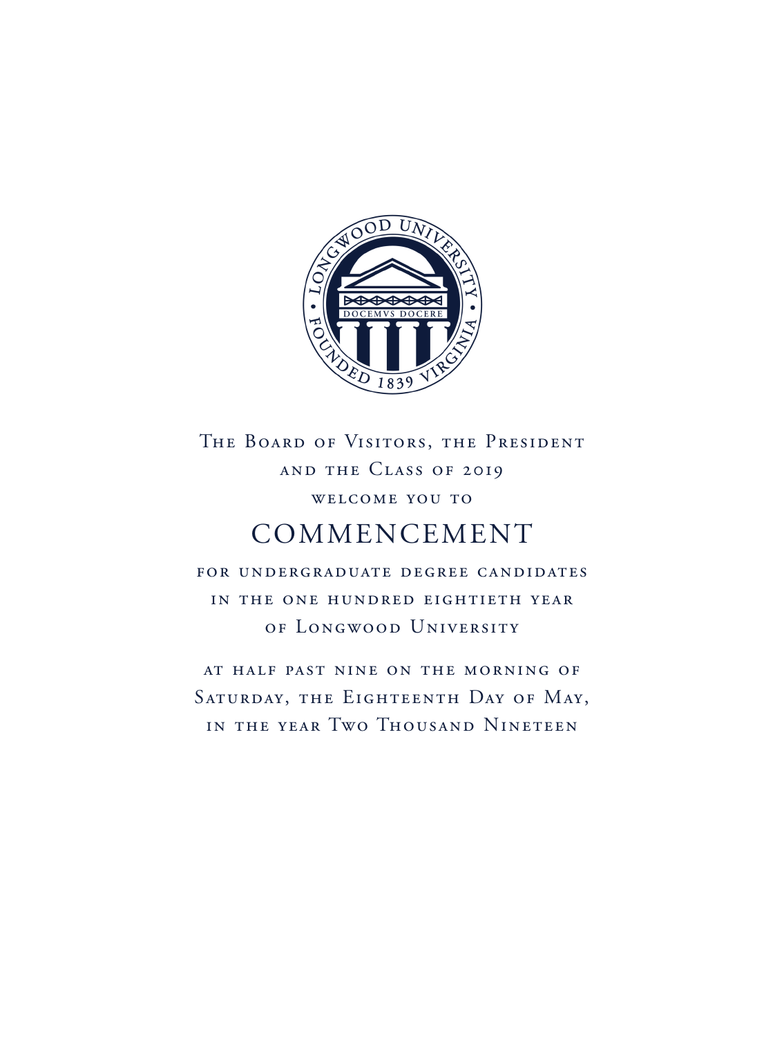The Board of Visitors, the President
and the Class of 2019
welcome you to

# COMMENCEMENT

for undergraduate degree candidates
in the one hundred eightieth year
of Longwood University

at half past nine on the morning of
Saturday, the Eighteenth Day of May,
in the year Two Thousand Nineteen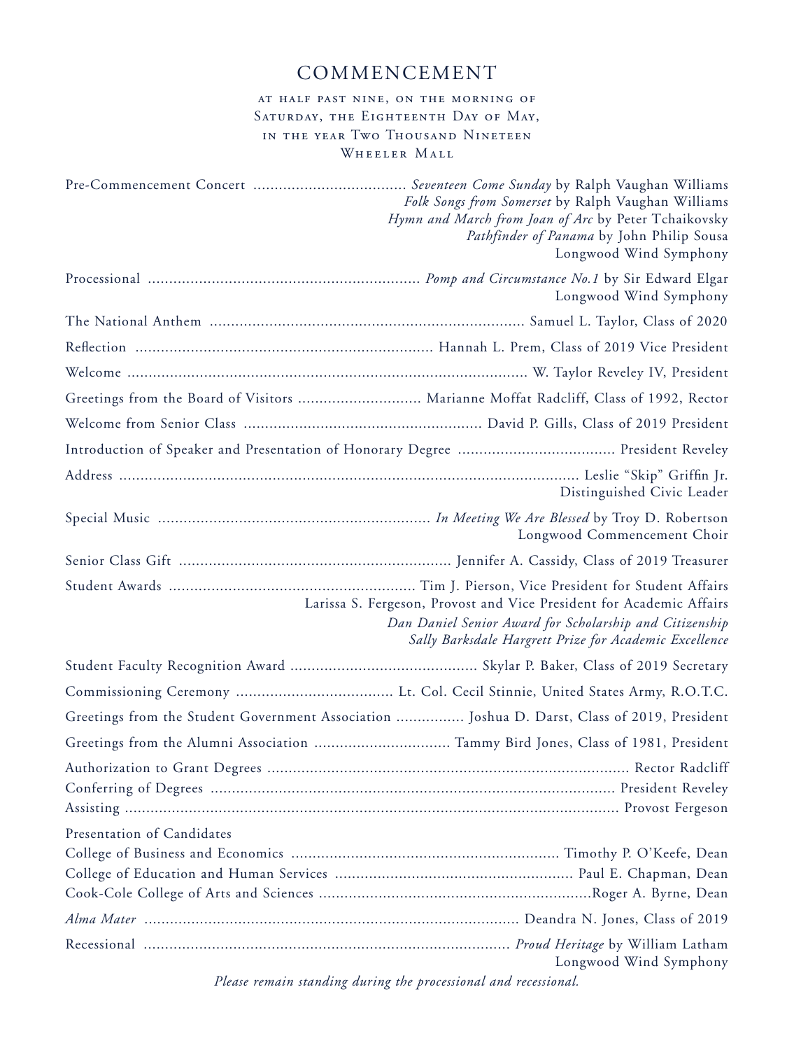# COMMENCEMENT

AT HALF PAST NINE, ON THE MORNING OF
SATURDAY, THE EIGHTEENTH DAY OF MAY,
IN THE YEAR TWO THOUSAND NINETEEN
WHEELER MALL

Pre-Commencement Concert .................................... *Seventeen Come Sunday* by Ralph Vaughan Williams
*Folk Songs from Somerset* by Ralph Vaughan Williams
*Hymn and March from Joan of Arc* by Peter Tchaikovsky
*Pathfinder of Panama* by John Philip Sousa
Longwood Wind Symphony

Processional ............................................................... *Pomp and Circumstance No.1* by Sir Edward Elgar
Longwood Wind Symphony

The National Anthem ......................................................................... Samuel L. Taylor, Class of 2020

Reflection ..................................................................... Hannah L. Prem, Class of 2019 Vice President

Welcome ............................................................................................ W. Taylor Reveley IV, President

Greetings from the Board of Visitors ............................. Marianne Moffat Radcliff, Class of 1992, Rector

Welcome from Senior Class ....................................................... David P. Gills, Class of 2019 President

Introduction of Speaker and Presentation of Honorary Degree .................................... President Reveley

Address ........................................................................................................... Leslie "Skip" Griffin Jr.
Distinguished Civic Leader

Special Music ............................................................... *In Meeting We Are Blessed* by Troy D. Robertson
Longwood Commencement Choir

Senior Class Gift ............................................................... Jennifer A. Cassidy, Class of 2019 Treasurer

Student Awards .......................................................... Tim J. Pierson, Vice President for Student Affairs
Larissa S. Fergeson, Provost and Vice President for Academic Affairs
*Dan Daniel Senior Award for Scholarship and Citizenship*
*Sally Barksdale Hargrett Prize for Academic Excellence*

Student Faculty Recognition Award ............................................ Skylar P. Baker, Class of 2019 Secretary

Commissioning Ceremony ..................................... Lt. Col. Cecil Stinnie, United States Army, R.O.T.C.

Greetings from the Student Government Association ................ Joshua D. Darst, Class of 2019, President

Greetings from the Alumni Association ................................ Tammy Bird Jones, Class of 1981, President

Authorization to Grant Degrees ..................................................................................... Rector Radcliff
Conferring of Degrees .............................................................................................. President Reveley
Assisting .................................................................................................................... Provost Fergeson

Presentation of Candidates
College of Business and Economics ............................................................... Timothy P. O'Keefe, Dean
College of Education and Human Services ........................................................ Paul E. Chapman, Dean
Cook-Cole College of Arts and Sciences ................................................................Roger A. Byrne, Dean

*Alma Mater* ....................................................................................... Deandra N. Jones, Class of 2019

Recessional ..................................................................................... *Proud Heritage* by William Latham
Longwood Wind Symphony

*Please remain standing during the processional and recessional.*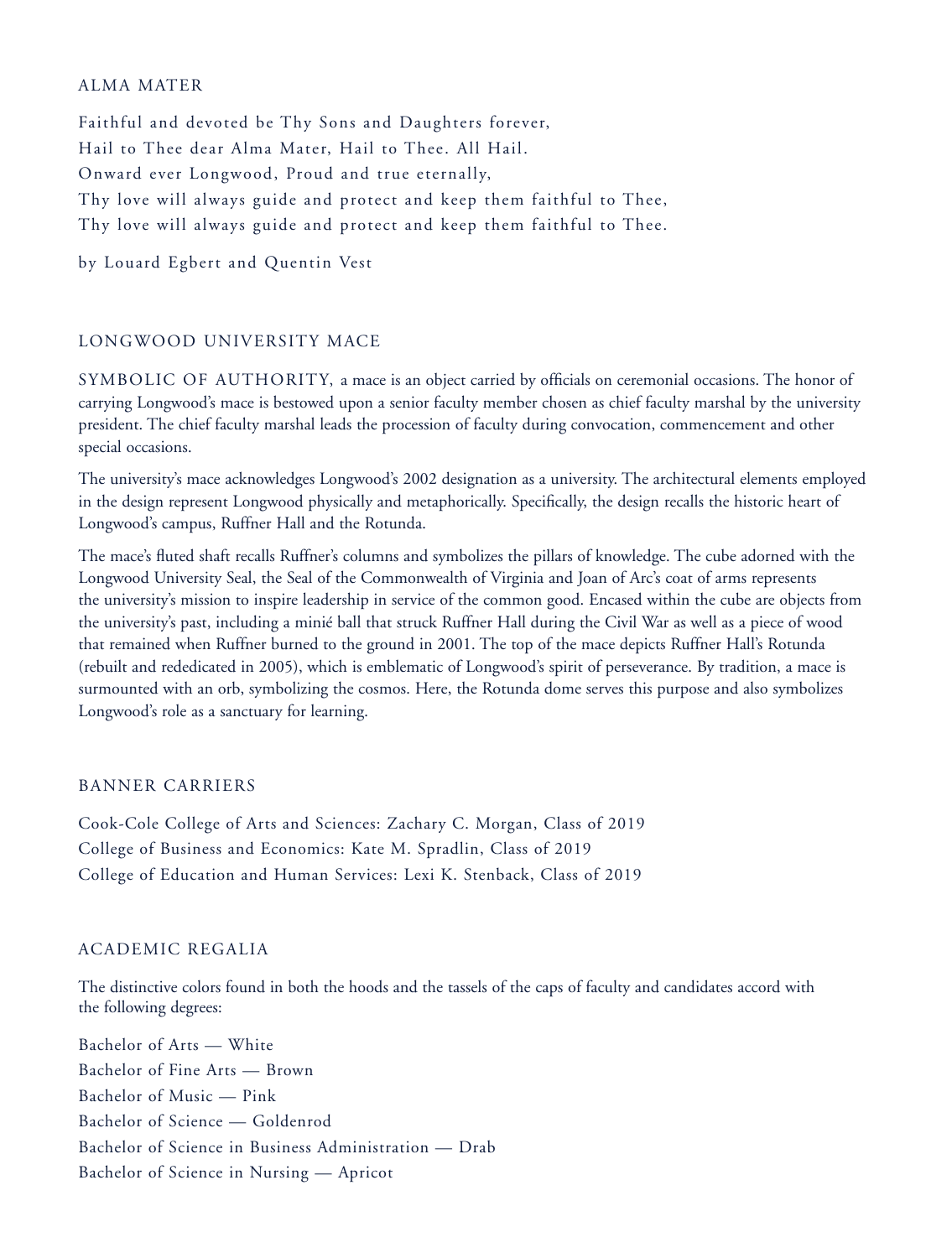## ALMA MATER

Faithful and devoted be Thy Sons and Daughters forever,
Hail to Thee dear Alma Mater, Hail to Thee. All Hail.
Onward ever Longwood, Proud and true eternally,
Thy love will always guide and protect and keep them faithful to Thee,
Thy love will always guide and protect and keep them faithful to Thee.

by Louard Egbert and Quentin Vest

## LONGWOOD UNIVERSITY MACE

SYMBOLIC OF AUTHORITY, a mace is an object carried by officials on ceremonial occasions. The honor of carrying Longwood's mace is bestowed upon a senior faculty member chosen as chief faculty marshal by the university president. The chief faculty marshal leads the procession of faculty during convocation, commencement and other special occasions.

The university's mace acknowledges Longwood's 2002 designation as a university. The architectural elements employed in the design represent Longwood physically and metaphorically. Specifically, the design recalls the historic heart of Longwood's campus, Ruffner Hall and the Rotunda.

The mace's fluted shaft recalls Ruffner's columns and symbolizes the pillars of knowledge. The cube adorned with the Longwood University Seal, the Seal of the Commonwealth of Virginia and Joan of Arc's coat of arms represents the university's mission to inspire leadership in service of the common good. Encased within the cube are objects from the university's past, including a minié ball that struck Ruffner Hall during the Civil War as well as a piece of wood that remained when Ruffner burned to the ground in 2001. The top of the mace depicts Ruffner Hall's Rotunda (rebuilt and rededicated in 2005), which is emblematic of Longwood's spirit of perseverance. By tradition, a mace is surmounted with an orb, symbolizing the cosmos. Here, the Rotunda dome serves this purpose and also symbolizes Longwood's role as a sanctuary for learning.

## BANNER CARRIERS

Cook-Cole College of Arts and Sciences: Zachary C. Morgan, Class of 2019
College of Business and Economics: Kate M. Spradlin, Class of 2019
College of Education and Human Services: Lexi K. Stenback, Class of 2019

## ACADEMIC REGALIA

The distinctive colors found in both the hoods and the tassels of the caps of faculty and candidates accord with the following degrees:

Bachelor of Arts — White
Bachelor of Fine Arts — Brown
Bachelor of Music — Pink
Bachelor of Science — Goldenrod
Bachelor of Science in Business Administration — Drab
Bachelor of Science in Nursing — Apricot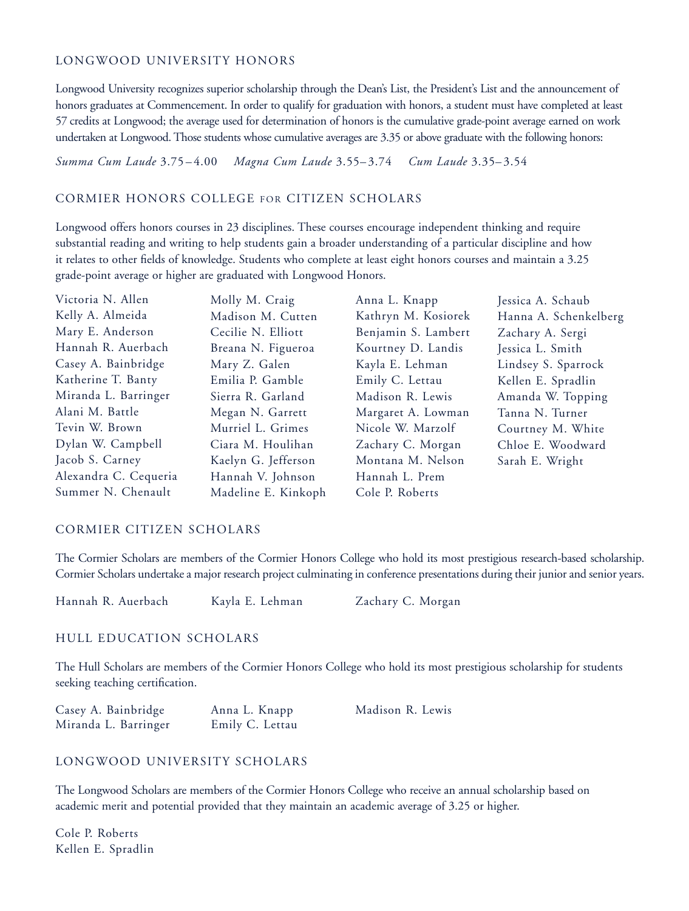## LONGWOOD UNIVERSITY HONORS

Longwood University recognizes superior scholarship through the Dean's List, the President's List and the announcement of honors graduates at Commencement. In order to qualify for graduation with honors, a student must have completed at least 57 credits at Longwood; the average used for determination of honors is the cumulative grade-point average earned on work undertaken at Longwood. Those students whose cumulative averages are 3.35 or above graduate with the following honors:

*Summa Cum Laude* 3.75–4.00 *Magna Cum Laude* 3.55–3.74 *Cum Laude* 3.35–3.54

## CORMIER HONORS COLLEGE FOR CITIZEN SCHOLARS

Longwood offers honors courses in 23 disciplines. These courses encourage independent thinking and require substantial reading and writing to help students gain a broader understanding of a particular discipline and how it relates to other fields of knowledge. Students who complete at least eight honors courses and maintain a 3.25 grade-point average or higher are graduated with Longwood Honors.

Victoria N. Allen
Kelly A. Almeida
Mary E. Anderson
Hannah R. Auerbach
Casey A. Bainbridge
Katherine T. Banty
Miranda L. Barringer
Alani M. Battle
Tevin W. Brown
Dylan W. Campbell
Jacob S. Carney
Alexandra C. Cequeria
Summer N. Chenault
Molly M. Craig
Madison M. Cutten
Cecilie N. Elliott
Breana N. Figueroa
Mary Z. Galen
Emilia P. Gamble
Sierra R. Garland
Megan N. Garrett
Murriel L. Grimes
Ciara M. Houlihan
Kaelyn G. Jefferson
Hannah V. Johnson
Madeline E. Kinkoph
Anna L. Knapp
Kathryn M. Kosiorek
Benjamin S. Lambert
Kourtney D. Landis
Kayla E. Lehman
Emily C. Lettau
Madison R. Lewis
Margaret A. Lowman
Nicole W. Marzolf
Zachary C. Morgan
Montana M. Nelson
Hannah L. Prem
Cole P. Roberts
Jessica A. Schaub
Hanna A. Schenkelberg
Zachary A. Sergi
Jessica L. Smith
Lindsey S. Sparrock
Kellen E. Spradlin
Amanda W. Topping
Tanna N. Turner
Courtney M. White
Chloe E. Woodward
Sarah E. Wright

## CORMIER CITIZEN SCHOLARS

The Cormier Scholars are members of the Cormier Honors College who hold its most prestigious research-based scholarship. Cormier Scholars undertake a major research project culminating in conference presentations during their junior and senior years.

Hannah R. Auerbach
Kayla E. Lehman
Zachary C. Morgan

## HULL EDUCATION SCHOLARS

The Hull Scholars are members of the Cormier Honors College who hold its most prestigious scholarship for students seeking teaching certification.

Casey A. Bainbridge
Miranda L. Barringer
Anna L. Knapp
Emily C. Lettau
Madison R. Lewis

## LONGWOOD UNIVERSITY SCHOLARS

The Longwood Scholars are members of the Cormier Honors College who receive an annual scholarship based on academic merit and potential provided that they maintain an academic average of 3.25 or higher.

Cole P. Roberts
Kellen E. Spradlin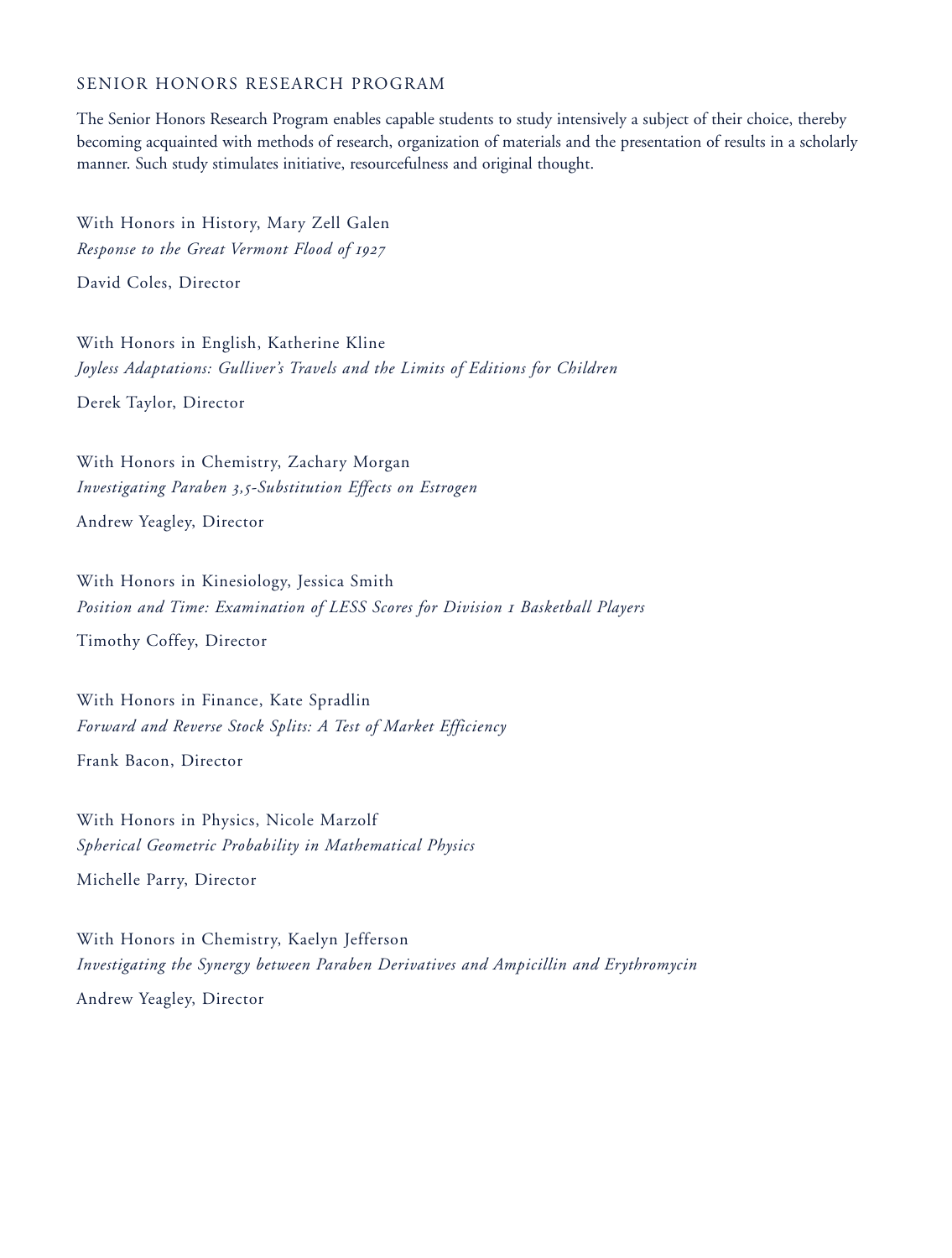## SENIOR HONORS RESEARCH PROGRAM

The Senior Honors Research Program enables capable students to study intensively a subject of their choice, thereby becoming acquainted with methods of research, organization of materials and the presentation of results in a scholarly manner. Such study stimulates initiative, resourcefulness and original thought.

With Honors in History, Mary Zell Galen  
*Response to the Great Vermont Flood of 1927*  
David Coles, Director

With Honors in English, Katherine Kline  
*Joyless Adaptations: Gulliver's Travels and the Limits of Editions for Children*  
Derek Taylor, Director

With Honors in Chemistry, Zachary Morgan  
*Investigating Paraben 3,5-Substitution Effects on Estrogen*  
Andrew Yeagley, Director

With Honors in Kinesiology, Jessica Smith  
*Position and Time: Examination of LESS Scores for Division 1 Basketball Players*  
Timothy Coffey, Director

With Honors in Finance, Kate Spradlin  
*Forward and Reverse Stock Splits: A Test of Market Efficiency*  
Frank Bacon, Director

With Honors in Physics, Nicole Marzolf  
*Spherical Geometric Probability in Mathematical Physics*  
Michelle Parry, Director

With Honors in Chemistry, Kaelyn Jefferson  
*Investigating the Synergy between Paraben Derivatives and Ampicillin and Erythromycin*  
Andrew Yeagley, Director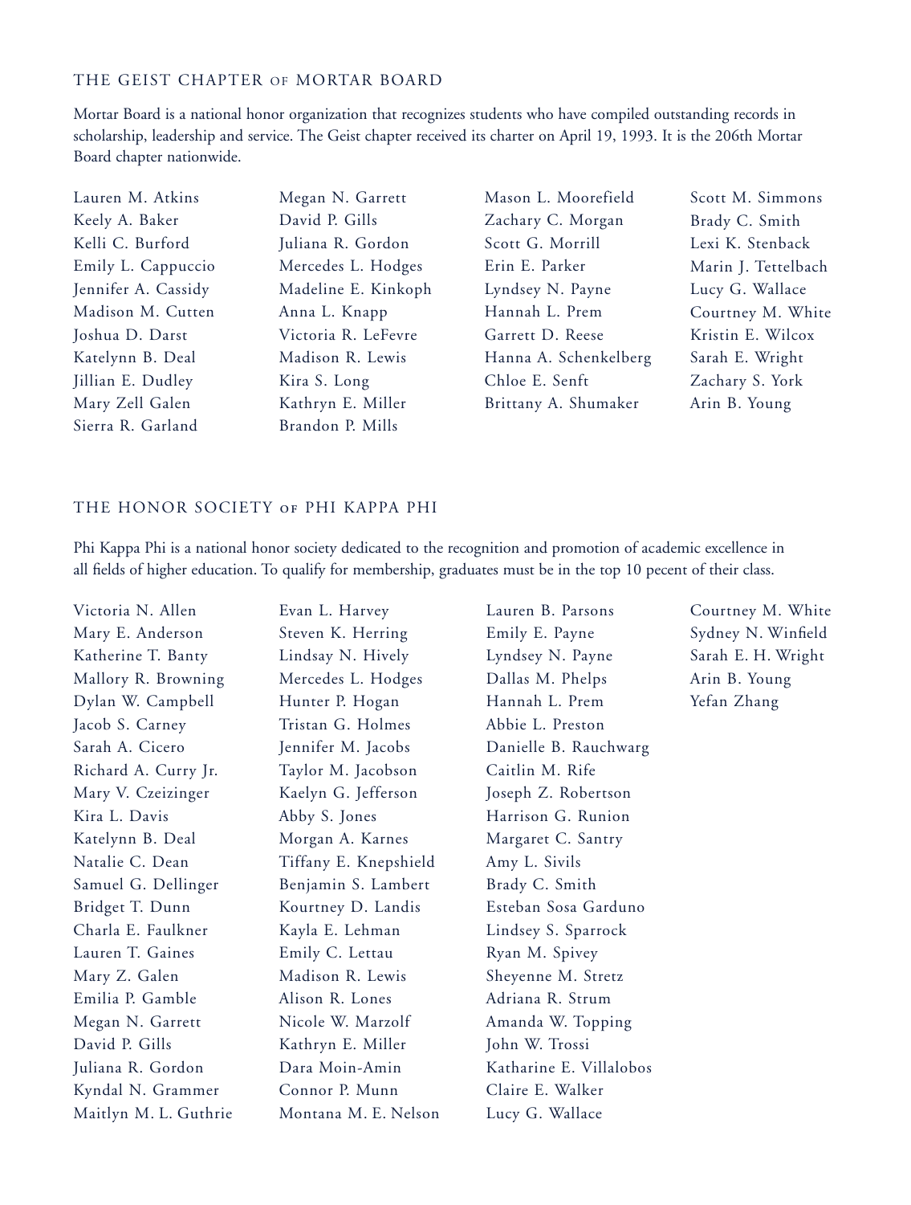## THE GEIST CHAPTER OF MORTAR BOARD

Mortar Board is a national honor organization that recognizes students who have compiled outstanding records in scholarship, leadership and service. The Geist chapter received its charter on April 19, 1993. It is the 206th Mortar Board chapter nationwide.

Lauren M. Atkins
Keely A. Baker
Kelli C. Burford
Emily L. Cappuccio
Jennifer A. Cassidy
Madison M. Cutten
Joshua D. Darst
Katelynn B. Deal
Jillian E. Dudley
Mary Zell Galen
Sierra R. Garland
Megan N. Garrett
David P. Gills
Juliana R. Gordon
Mercedes L. Hodges
Madeline E. Kinkoph
Anna L. Knapp
Victoria R. LeFevre
Madison R. Lewis
Kira S. Long
Kathryn E. Miller
Brandon P. Mills
Mason L. Moorefield
Zachary C. Morgan
Scott G. Morrill
Erin E. Parker
Lyndsey N. Payne
Hannah L. Prem
Garrett D. Reese
Hanna A. Schenkelberg
Chloe E. Senft
Brittany A. Shumaker
Scott M. Simmons
Brady C. Smith
Lexi K. Stenback
Marin J. Tettelbach
Lucy G. Wallace
Courtney M. White
Kristin E. Wilcox
Sarah E. Wright
Zachary S. York
Arin B. Young

## THE HONOR SOCIETY OF PHI KAPPA PHI

Phi Kappa Phi is a national honor society dedicated to the recognition and promotion of academic excellence in all fields of higher education. To qualify for membership, graduates must be in the top 10 pecent of their class.

Victoria N. Allen
Mary E. Anderson
Katherine T. Banty
Mallory R. Browning
Dylan W. Campbell
Jacob S. Carney
Sarah A. Cicero
Richard A. Curry Jr.
Mary V. Czeizinger
Kira L. Davis
Katelynn B. Deal
Natalie C. Dean
Samuel G. Dellinger
Bridget T. Dunn
Charla E. Faulkner
Lauren T. Gaines
Mary Z. Galen
Emilia P. Gamble
Megan N. Garrett
David P. Gills
Juliana R. Gordon
Kyndal N. Grammer
Maitlyn M. L. Guthrie
Evan L. Harvey
Steven K. Herring
Lindsay N. Hively
Mercedes L. Hodges
Hunter P. Hogan
Tristan G. Holmes
Jennifer M. Jacobs
Taylor M. Jacobson
Kaelyn G. Jefferson
Abby S. Jones
Morgan A. Karnes
Tiffany E. Knepshield
Benjamin S. Lambert
Kourtney D. Landis
Kayla E. Lehman
Emily C. Lettau
Madison R. Lewis
Alison R. Lones
Nicole W. Marzolf
Kathryn E. Miller
Dara Moin-Amin
Connor P. Munn
Montana M. E. Nelson
Lauren B. Parsons
Emily E. Payne
Lyndsey N. Payne
Dallas M. Phelps
Hannah L. Prem
Abbie L. Preston
Danielle B. Rauchwarg
Caitlin M. Rife
Joseph Z. Robertson
Harrison G. Runion
Margaret C. Santry
Amy L. Sivils
Brady C. Smith
Esteban Sosa Garduno
Lindsey S. Sparrock
Ryan M. Spivey
Sheyenne M. Stretz
Adriana R. Strum
Amanda W. Topping
John W. Trossi
Katharine E. Villalobos
Claire E. Walker
Lucy G. Wallace
Courtney M. White
Sydney N. Winfield
Sarah E. H. Wright
Arin B. Young
Yefan Zhang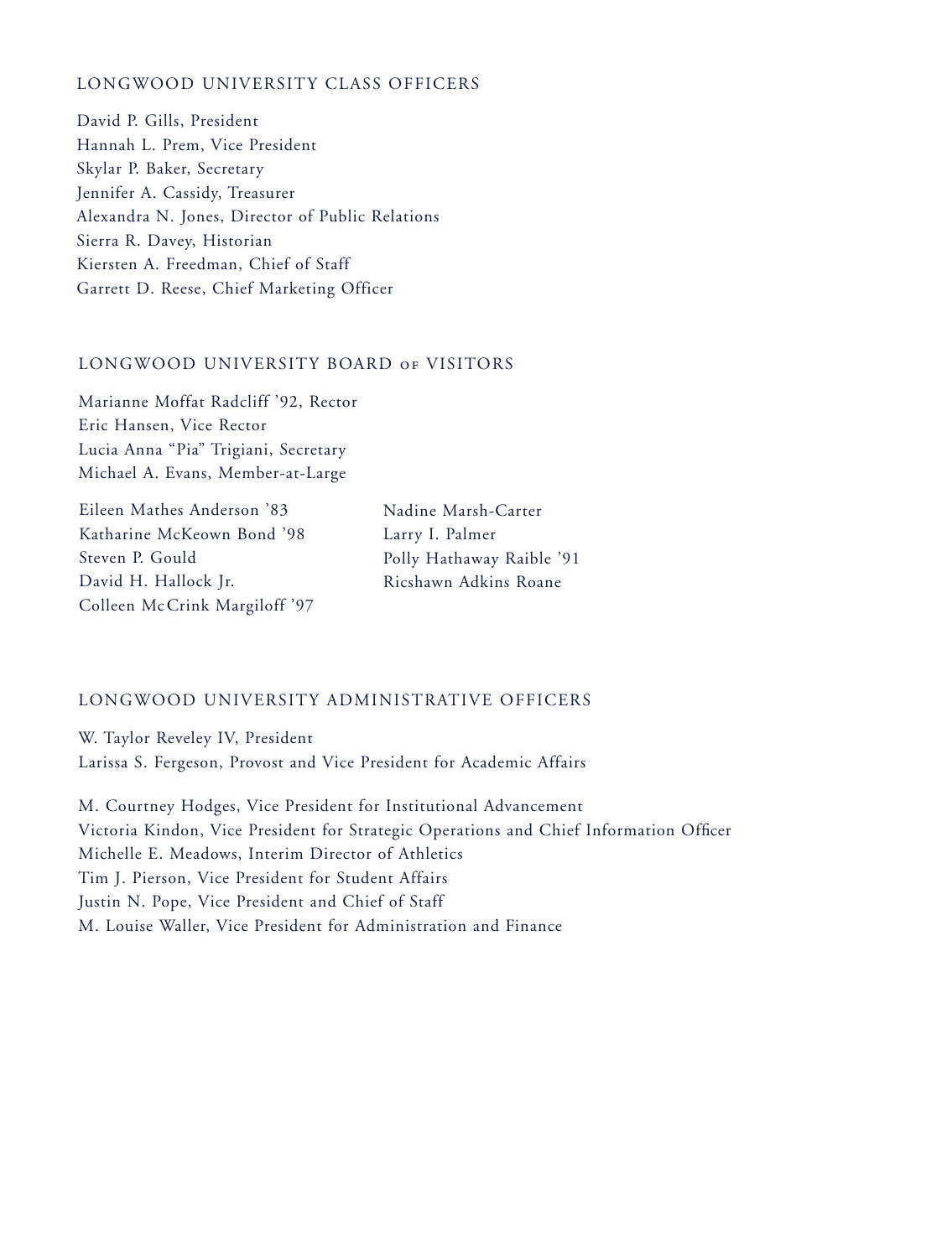## LONGWOOD UNIVERSITY CLASS OFFICERS

David P. Gills, President
Hannah L. Prem, Vice President
Skylar P. Baker, Secretary
Jennifer A. Cassidy, Treasurer
Alexandra N. Jones, Director of Public Relations
Sierra R. Davey, Historian
Kiersten A. Freedman, Chief of Staff
Garrett D. Reese, Chief Marketing Officer

## LONGWOOD UNIVERSITY BOARD OF VISITORS

Marianne Moffat Radcliff '92, Rector
Eric Hansen, Vice Rector
Lucia Anna "Pia" Trigiani, Secretary
Michael A. Evans, Member-at-Large

Eileen Mathes Anderson '83
Katharine McKeown Bond '98
Steven P. Gould
David H. Hallock Jr.
Colleen McCrink Margiloff '97
Nadine Marsh-Carter
Larry I. Palmer
Polly Hathaway Raible '91
Ricshawn Adkins Roane

## LONGWOOD UNIVERSITY ADMINISTRATIVE OFFICERS

W. Taylor Reveley IV, President
Larissa S. Fergeson, Provost and Vice President for Academic Affairs

M. Courtney Hodges, Vice President for Institutional Advancement
Victoria Kindon, Vice President for Strategic Operations and Chief Information Officer
Michelle E. Meadows, Interim Director of Athletics
Tim J. Pierson, Vice President for Student Affairs
Justin N. Pope, Vice President and Chief of Staff
M. Louise Waller, Vice President for Administration and Finance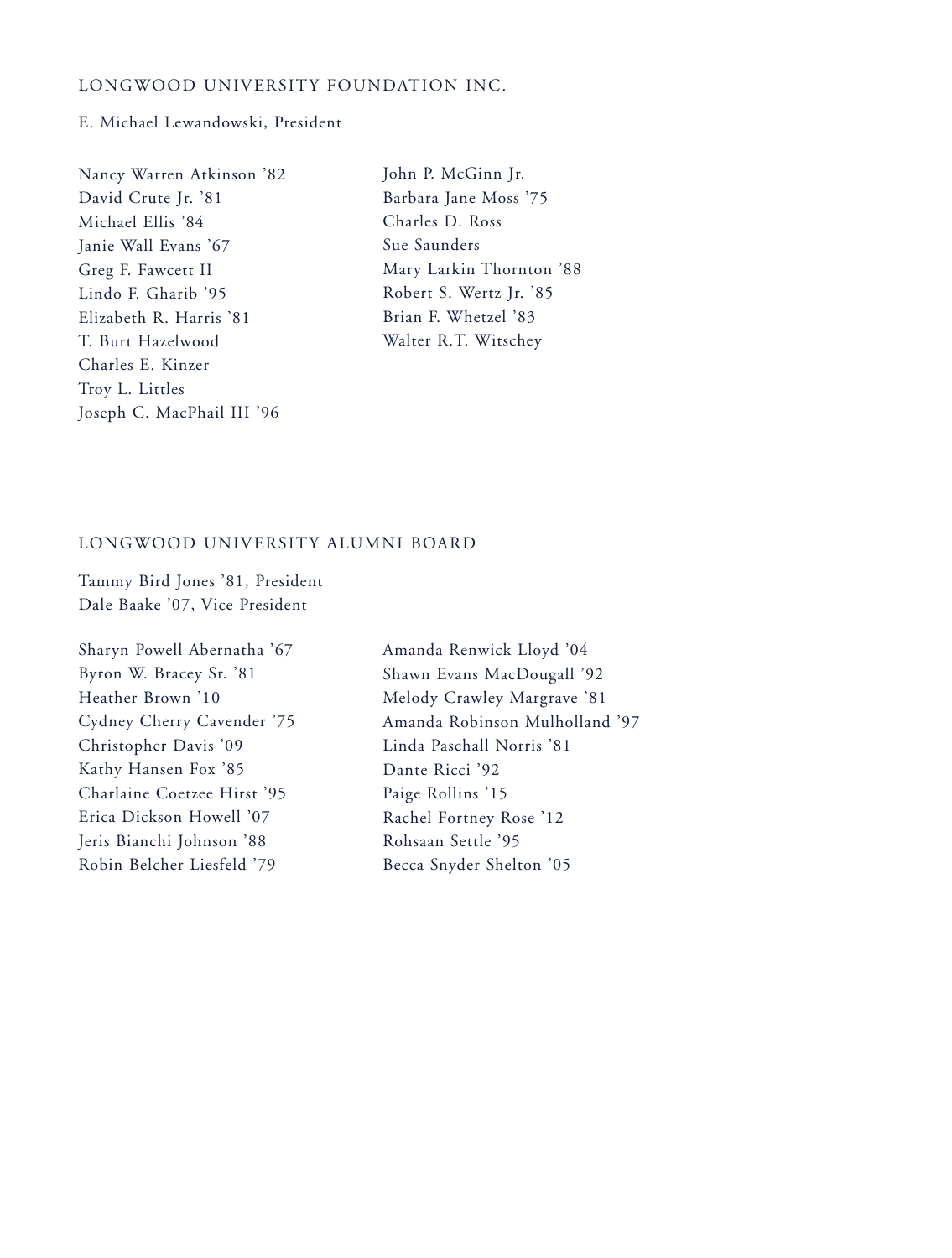## LONGWOOD UNIVERSITY FOUNDATION INC.

E. Michael Lewandowski, President

Nancy Warren Atkinson ’82
David Crute Jr. ’81
Michael Ellis ’84
Janie Wall Evans ’67
Greg F. Fawcett II
Lindo F. Gharib ’95
Elizabeth R. Harris ’81
T. Burt Hazelwood
Charles E. Kinzer
Troy L. Littles
Joseph C. MacPhail III ’96
John P. McGinn Jr.
Barbara Jane Moss ’75
Charles D. Ross
Sue Saunders
Mary Larkin Thornton ’88
Robert S. Wertz Jr. ’85
Brian F. Whetzel ’83
Walter R.T. Witschey

## LONGWOOD UNIVERSITY ALUMNI BOARD

Tammy Bird Jones ’81, President
Dale Baake ’07, Vice President

Sharyn Powell Abernatha ’67
Byron W. Bracey Sr. ’81
Heather Brown ’10
Cydney Cherry Cavender ’75
Christopher Davis ’09
Kathy Hansen Fox ’85
Charlaine Coetzee Hirst ’95
Erica Dickson Howell ’07
Jeris Bianchi Johnson ’88
Robin Belcher Liesfeld ’79
Amanda Renwick Lloyd ’04
Shawn Evans MacDougall ’92
Melody Crawley Margrave ’81
Amanda Robinson Mulholland ’97
Linda Paschall Norris ’81
Dante Ricci ’92
Paige Rollins ’15
Rachel Fortney Rose ’12
Rohsaan Settle ’95
Becca Snyder Shelton ’05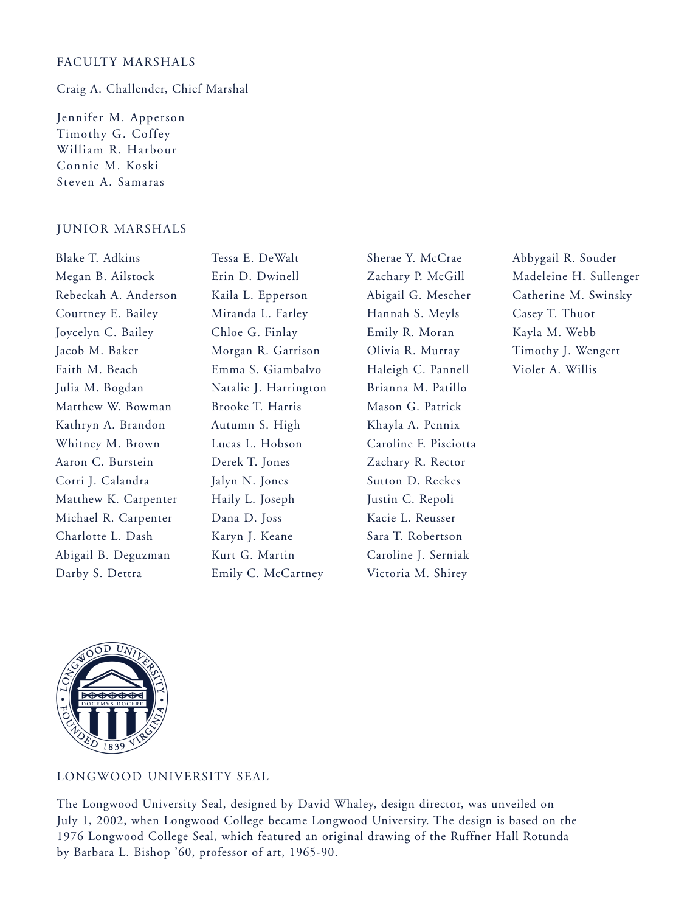## FACULTY MARSHALS

Craig A. Challender, Chief Marshal

Jennifer M. Apperson
Timothy G. Coffey
William R. Harbour
Connie M. Koski
Steven A. Samaras

## JUNIOR MARSHALS

Blake T. Adkins
Megan B. Ailstock
Rebeckah A. Anderson
Courtney E. Bailey
Joycelyn C. Bailey
Jacob M. Baker
Faith M. Beach
Julia M. Bogdan
Matthew W. Bowman
Kathryn A. Brandon
Whitney M. Brown
Aaron C. Burstein
Corri J. Calandra
Matthew K. Carpenter
Michael R. Carpenter
Charlotte L. Dash
Abigail B. Deguzman
Darby S. Dettra
Tessa E. DeWalt
Erin D. Dwinell
Kaila L. Epperson
Miranda L. Farley
Chloe G. Finlay
Morgan R. Garrison
Emma S. Giambalvo
Natalie J. Harrington
Brooke T. Harris
Autumn S. High
Lucas L. Hobson
Derek T. Jones
Jalyn N. Jones
Haily L. Joseph
Dana D. Joss
Karyn J. Keane
Kurt G. Martin
Emily C. McCartney
Sherae Y. McCrae
Zachary P. McGill
Abigail G. Mescher
Hannah S. Meyls
Emily R. Moran
Olivia R. Murray
Haleigh C. Pannell
Brianna M. Patillo
Mason G. Patrick
Khayla A. Pennix
Caroline F. Pisciotta
Zachary R. Rector
Sutton D. Reekes
Justin C. Repoli
Kacie L. Reusser
Sara T. Robertson
Caroline J. Serniak
Victoria M. Shirey
Abbygail R. Souder
Madeleine H. Sullenger
Catherine M. Swinsky
Casey T. Thuot
Kayla M. Webb
Timothy J. Wengert
Violet A. Willis

## LONGWOOD UNIVERSITY SEAL

The Longwood University Seal, designed by David Whaley, design director, was unveiled on July 1, 2002, when Longwood College became Longwood University. The design is based on the 1976 Longwood College Seal, which featured an original drawing of the Ruffner Hall Rotunda by Barbara L. Bishop '60, professor of art, 1965-90.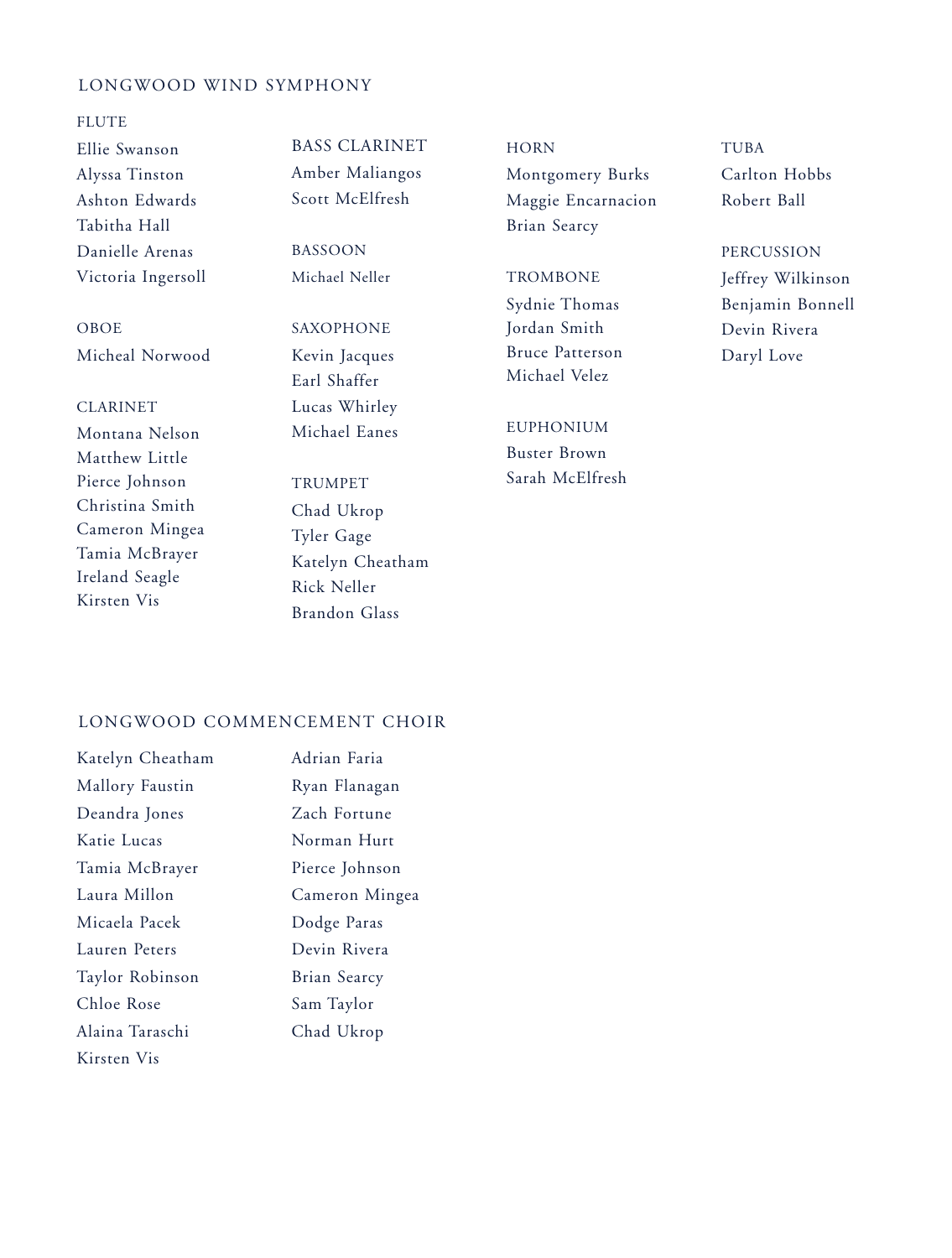## LONGWOOD WIND SYMPHONY

### FLUTE
Ellie Swanson
Alyssa Tinston
Ashton Edwards
Tabitha Hall
Danielle Arenas
Victoria Ingersoll

### OBOE
Micheal Norwood

### CLARINET
Montana Nelson
Matthew Little
Pierce Johnson
Christina Smith
Cameron Mingea
Tamia McBrayer
Ireland Seagle
Kirsten Vis

### BASS CLARINET
Amber Maliangos
Scott McElfresh

### BASSOON
Michael Neller

### SAXOPHONE
Kevin Jacques
Earl Shaffer
Lucas Whirley
Michael Eanes

### TRUMPET
Chad Ukrop
Tyler Gage
Katelyn Cheatham
Rick Neller
Brandon Glass

### HORN
Montgomery Burks
Maggie Encarnacion
Brian Searcy

### TROMBONE
Sydnie Thomas
Jordan Smith
Bruce Patterson
Michael Velez

### EUPHONIUM
Buster Brown
Sarah McElfresh

### TUBA
Carlton Hobbs
Robert Ball

### PERCUSSION
Jeffrey Wilkinson
Benjamin Bonnell
Devin Rivera
Daryl Love

## LONGWOOD COMMENCEMENT CHOIR

Katelyn Cheatham
Mallory Faustin
Deandra Jones
Katie Lucas
Tamia McBrayer
Laura Millon
Micaela Pacek
Lauren Peters
Taylor Robinson
Chloe Rose
Alaina Taraschi
Kirsten Vis
Adrian Faria
Ryan Flanagan
Zach Fortune
Norman Hurt
Pierce Johnson
Cameron Mingea
Dodge Paras
Devin Rivera
Brian Searcy
Sam Taylor
Chad Ukrop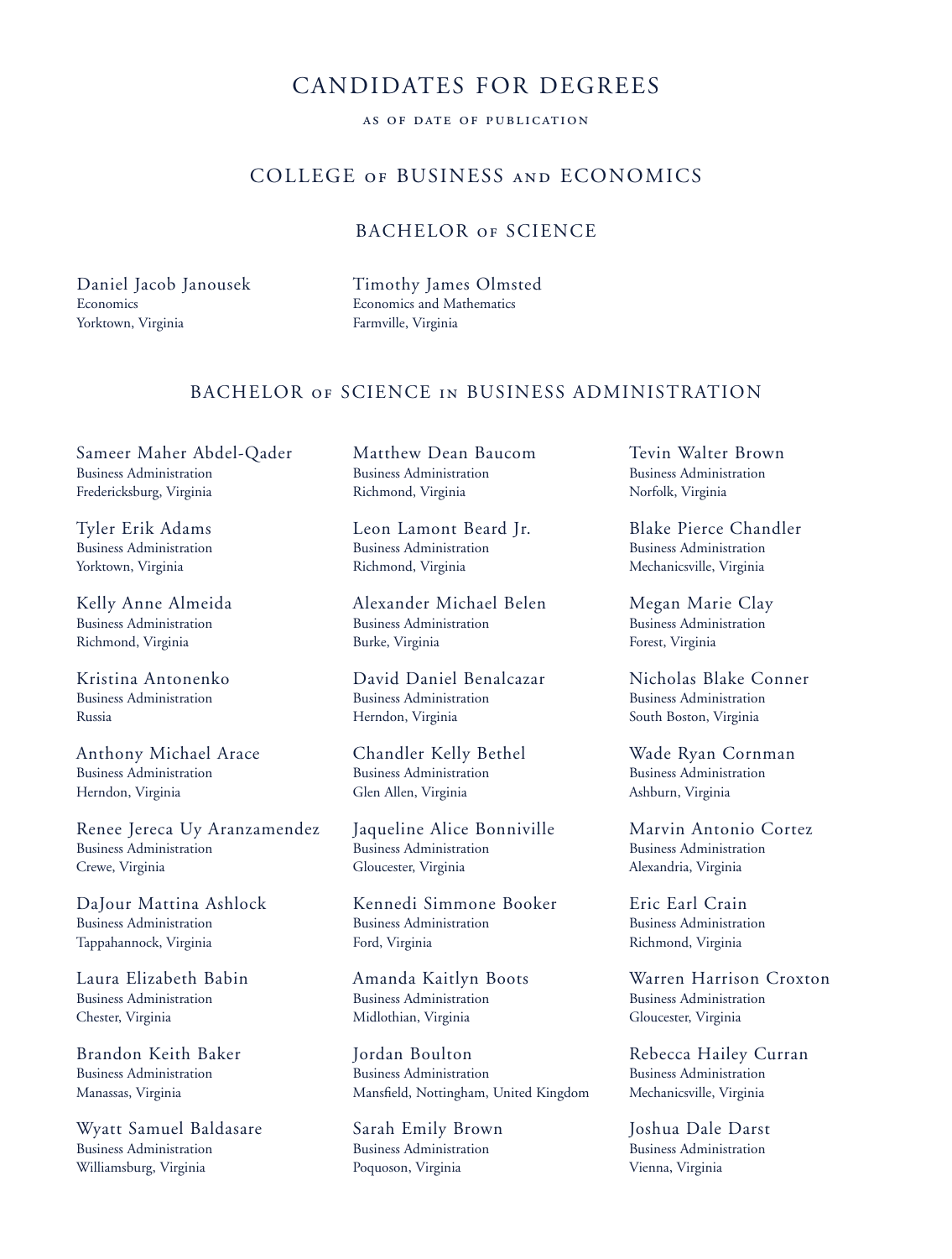# CANDIDATES FOR DEGREES

AS OF DATE OF PUBLICATION

## COLLEGE OF BUSINESS AND ECONOMICS

### BACHELOR OF SCIENCE

Daniel Jacob Janousek
Economics
Yorktown, Virginia

Timothy James Olmsted
Economics and Mathematics
Farmville, Virginia

### BACHELOR OF SCIENCE IN BUSINESS ADMINISTRATION

Sameer Maher Abdel-Qader
Business Administration
Fredericksburg, Virginia

Tyler Erik Adams
Business Administration
Yorktown, Virginia

Kelly Anne Almeida
Business Administration
Richmond, Virginia

Kristina Antonenko
Business Administration
Russia

Anthony Michael Arace
Business Administration
Herndon, Virginia

Renee Jereca Uy Aranzamendez
Business Administration
Crewe, Virginia

DaJour Mattina Ashlock
Business Administration
Tappahannock, Virginia

Laura Elizabeth Babin
Business Administration
Chester, Virginia

Brandon Keith Baker
Business Administration
Manassas, Virginia

Wyatt Samuel Baldasare
Business Administration
Williamsburg, Virginia

Matthew Dean Baucom
Business Administration
Richmond, Virginia

Leon Lamont Beard Jr.
Business Administration
Richmond, Virginia

Alexander Michael Belen
Business Administration
Burke, Virginia

David Daniel Benalcazar
Business Administration
Herndon, Virginia

Chandler Kelly Bethel
Business Administration
Glen Allen, Virginia

Jaqueline Alice Bonniville
Business Administration
Gloucester, Virginia

Kennedi Simmone Booker
Business Administration
Ford, Virginia

Amanda Kaitlyn Boots
Business Administration
Midlothian, Virginia

Jordan Boulton
Business Administration
Mansfield, Nottingham, United Kingdom

Sarah Emily Brown
Business Administration
Poquoson, Virginia

Tevin Walter Brown
Business Administration
Norfolk, Virginia

Blake Pierce Chandler
Business Administration
Mechanicsville, Virginia

Megan Marie Clay
Business Administration
Forest, Virginia

Nicholas Blake Conner
Business Administration
South Boston, Virginia

Wade Ryan Cornman
Business Administration
Ashburn, Virginia

Marvin Antonio Cortez
Business Administration
Alexandria, Virginia

Eric Earl Crain
Business Administration
Richmond, Virginia

Warren Harrison Croxton
Business Administration
Gloucester, Virginia

Rebecca Hailey Curran
Business Administration
Mechanicsville, Virginia

Joshua Dale Darst
Business Administration
Vienna, Virginia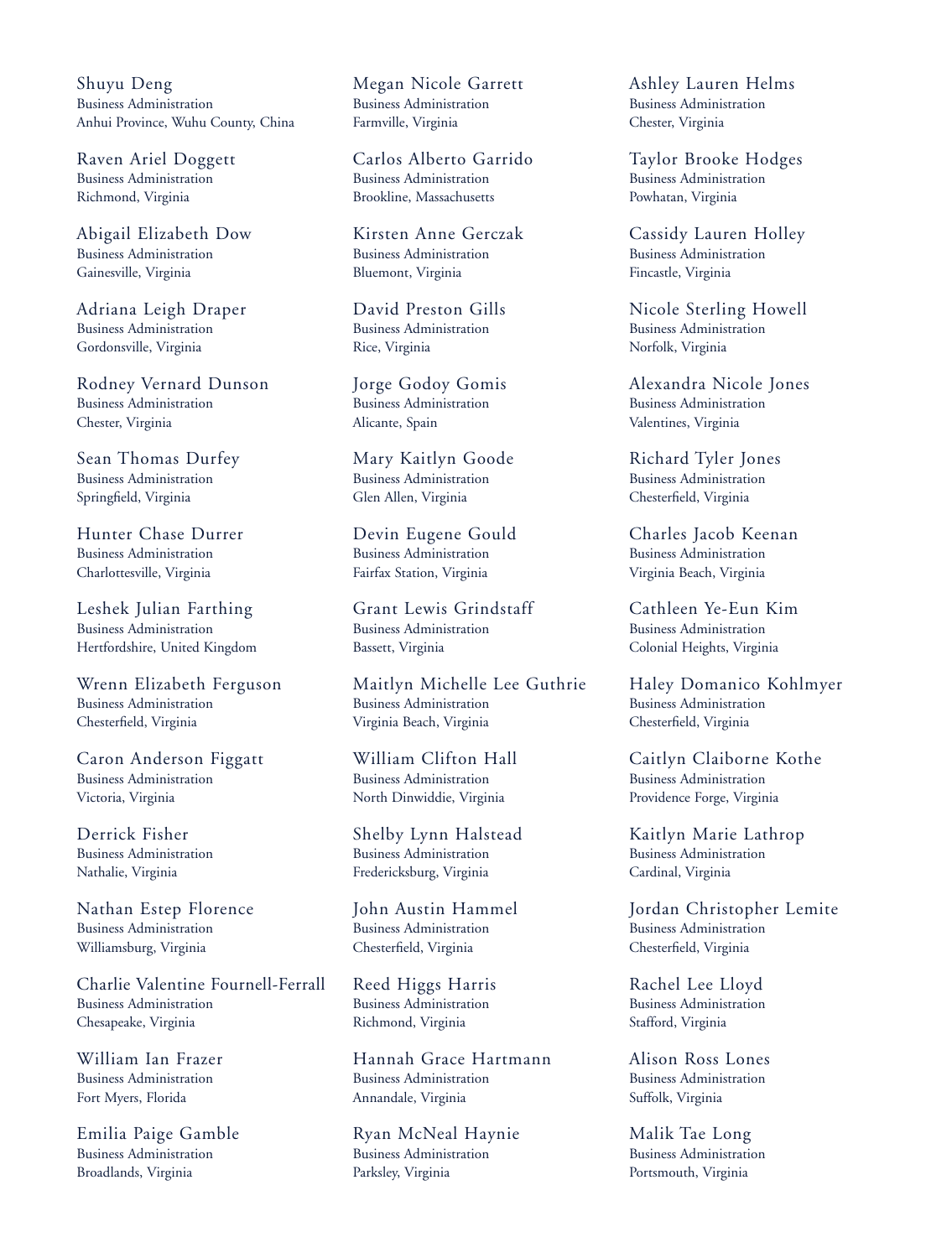Shuyu Deng
Business Administration
Anhui Province, Wuhu County, China

Raven Ariel Doggett
Business Administration
Richmond, Virginia

Abigail Elizabeth Dow
Business Administration
Gainesville, Virginia

Adriana Leigh Draper
Business Administration
Gordonsville, Virginia

Rodney Vernard Dunson
Business Administration
Chester, Virginia

Sean Thomas Durfey
Business Administration
Springfield, Virginia

Hunter Chase Durrer
Business Administration
Charlottesville, Virginia

Leshek Julian Farthing
Business Administration
Hertfordshire, United Kingdom

Wrenn Elizabeth Ferguson
Business Administration
Chesterfield, Virginia

Caron Anderson Figgatt
Business Administration
Victoria, Virginia

Derrick Fisher
Business Administration
Nathalie, Virginia

Nathan Estep Florence
Business Administration
Williamsburg, Virginia

Charlie Valentine Fournell-Ferrall
Business Administration
Chesapeake, Virginia

William Ian Frazer
Business Administration
Fort Myers, Florida

Emilia Paige Gamble
Business Administration
Broadlands, Virginia

Megan Nicole Garrett
Business Administration
Farmville, Virginia

Carlos Alberto Garrido
Business Administration
Brookline, Massachusetts

Kirsten Anne Gerczak
Business Administration
Bluemont, Virginia

David Preston Gills
Business Administration
Rice, Virginia

Jorge Godoy Gomis
Business Administration
Alicante, Spain

Mary Kaitlyn Goode
Business Administration
Glen Allen, Virginia

Devin Eugene Gould
Business Administration
Fairfax Station, Virginia

Grant Lewis Grindstaff
Business Administration
Bassett, Virginia

Maitlyn Michelle Lee Guthrie
Business Administration
Virginia Beach, Virginia

William Clifton Hall
Business Administration
North Dinwiddie, Virginia

Shelby Lynn Halstead
Business Administration
Fredericksburg, Virginia

John Austin Hammel
Business Administration
Chesterfield, Virginia

Reed Higgs Harris
Business Administration
Richmond, Virginia

Hannah Grace Hartmann
Business Administration
Annandale, Virginia

Ryan McNeal Haynie
Business Administration
Parksley, Virginia

Ashley Lauren Helms
Business Administration
Chester, Virginia

Taylor Brooke Hodges
Business Administration
Powhatan, Virginia

Cassidy Lauren Holley
Business Administration
Fincastle, Virginia

Nicole Sterling Howell
Business Administration
Norfolk, Virginia

Alexandra Nicole Jones
Business Administration
Valentines, Virginia

Richard Tyler Jones
Business Administration
Chesterfield, Virginia

Charles Jacob Keenan
Business Administration
Virginia Beach, Virginia

Cathleen Ye-Eun Kim
Business Administration
Colonial Heights, Virginia

Haley Domanico Kohlmyer
Business Administration
Chesterfield, Virginia

Caitlyn Claiborne Kothe
Business Administration
Providence Forge, Virginia

Kaitlyn Marie Lathrop
Business Administration
Cardinal, Virginia

Jordan Christopher Lemite
Business Administration
Chesterfield, Virginia

Rachel Lee Lloyd
Business Administration
Stafford, Virginia

Alison Ross Lones
Business Administration
Suffolk, Virginia

Malik Tae Long
Business Administration
Portsmouth, Virginia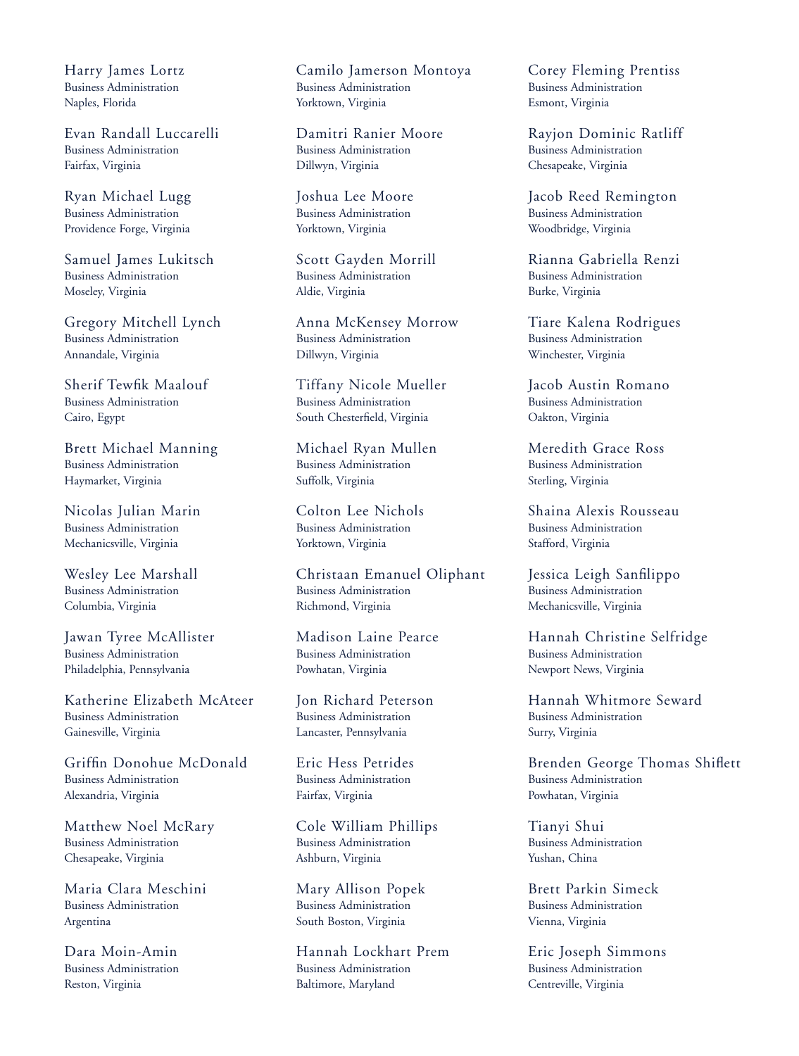Harry James Lortz
Business Administration
Naples, Florida

Evan Randall Luccarelli
Business Administration
Fairfax, Virginia

Ryan Michael Lugg
Business Administration
Providence Forge, Virginia

Samuel James Lukitsch
Business Administration
Moseley, Virginia

Gregory Mitchell Lynch
Business Administration
Annandale, Virginia

Sherif Tewfik Maalouf
Business Administration
Cairo, Egypt

Brett Michael Manning
Business Administration
Haymarket, Virginia

Nicolas Julian Marin
Business Administration
Mechanicsville, Virginia

Wesley Lee Marshall
Business Administration
Columbia, Virginia

Jawan Tyree McAllister
Business Administration
Philadelphia, Pennsylvania

Katherine Elizabeth McAteer
Business Administration
Gainesville, Virginia

Griffin Donohue McDonald
Business Administration
Alexandria, Virginia

Matthew Noel McRary
Business Administration
Chesapeake, Virginia

Maria Clara Meschini
Business Administration
Argentina

Dara Moin-Amin
Business Administration
Reston, Virginia

Camilo Jamerson Montoya
Business Administration
Yorktown, Virginia

Damitri Ranier Moore
Business Administration
Dillwyn, Virginia

Joshua Lee Moore
Business Administration
Yorktown, Virginia

Scott Gayden Morrill
Business Administration
Aldie, Virginia

Anna McKensey Morrow
Business Administration
Dillwyn, Virginia

Tiffany Nicole Mueller
Business Administration
South Chesterfield, Virginia

Michael Ryan Mullen
Business Administration
Suffolk, Virginia

Colton Lee Nichols
Business Administration
Yorktown, Virginia

Christaan Emanuel Oliphant
Business Administration
Richmond, Virginia

Madison Laine Pearce
Business Administration
Powhatan, Virginia

Jon Richard Peterson
Business Administration
Lancaster, Pennsylvania

Eric Hess Petrides
Business Administration
Fairfax, Virginia

Cole William Phillips
Business Administration
Ashburn, Virginia

Mary Allison Popek
Business Administration
South Boston, Virginia

Hannah Lockhart Prem
Business Administration
Baltimore, Maryland

Corey Fleming Prentiss
Business Administration
Esmont, Virginia

Rayjon Dominic Ratliff
Business Administration
Chesapeake, Virginia

Jacob Reed Remington
Business Administration
Woodbridge, Virginia

Rianna Gabriella Renzi
Business Administration
Burke, Virginia

Tiare Kalena Rodrigues
Business Administration
Winchester, Virginia

Jacob Austin Romano
Business Administration
Oakton, Virginia

Meredith Grace Ross
Business Administration
Sterling, Virginia

Shaina Alexis Rousseau
Business Administration
Stafford, Virginia

Jessica Leigh Sanfilippo
Business Administration
Mechanicsville, Virginia

Hannah Christine Selfridge
Business Administration
Newport News, Virginia

Hannah Whitmore Seward
Business Administration
Surry, Virginia

Brenden George Thomas Shiflett
Business Administration
Powhatan, Virginia

Tianyi Shui
Business Administration
Yushan, China

Brett Parkin Simeck
Business Administration
Vienna, Virginia

Eric Joseph Simmons
Business Administration
Centreville, Virginia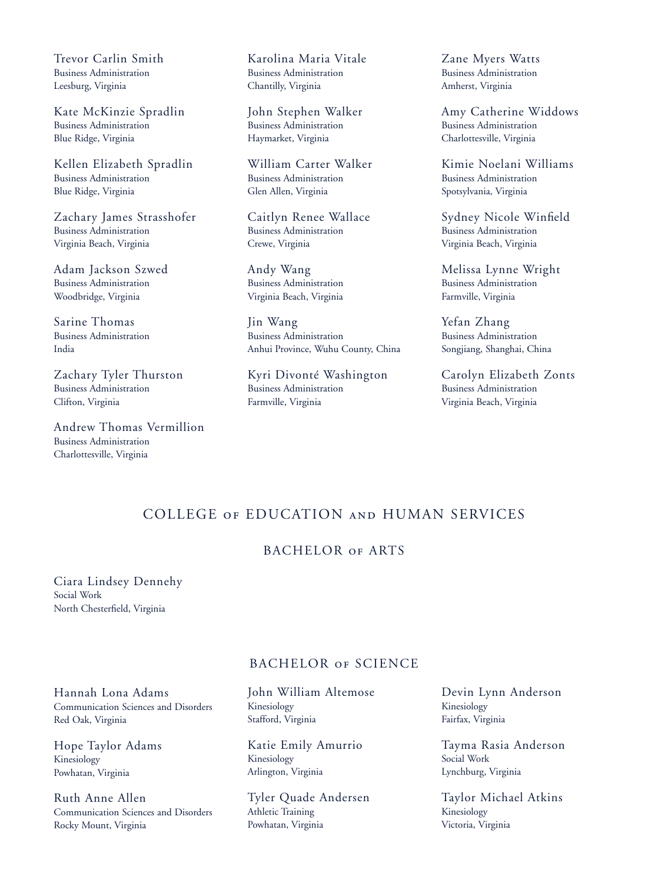Trevor Carlin Smith
Business Administration
Leesburg, Virginia

Kate McKinzie Spradlin
Business Administration
Blue Ridge, Virginia

Kellen Elizabeth Spradlin
Business Administration
Blue Ridge, Virginia

Zachary James Strasshofer
Business Administration
Virginia Beach, Virginia

Adam Jackson Szwed
Business Administration
Woodbridge, Virginia

Sarine Thomas
Business Administration
India

Zachary Tyler Thurston
Business Administration
Clifton, Virginia

Andrew Thomas Vermillion
Business Administration
Charlottesville, Virginia

Karolina Maria Vitale
Business Administration
Chantilly, Virginia

John Stephen Walker
Business Administration
Haymarket, Virginia

William Carter Walker
Business Administration
Glen Allen, Virginia

Caitlyn Renee Wallace
Business Administration
Crewe, Virginia

Andy Wang
Business Administration
Virginia Beach, Virginia

Jin Wang
Business Administration
Anhui Province, Wuhu County, China

Kyri Divonté Washington
Business Administration
Farmville, Virginia

Zane Myers Watts
Business Administration
Amherst, Virginia

Amy Catherine Widdows
Business Administration
Charlottesville, Virginia

Kimie Noelani Williams
Business Administration
Spotsylvania, Virginia

Sydney Nicole Winfield
Business Administration
Virginia Beach, Virginia

Melissa Lynne Wright
Business Administration
Farmville, Virginia

Yefan Zhang
Business Administration
Songjiang, Shanghai, China

Carolyn Elizabeth Zonts
Business Administration
Virginia Beach, Virginia

## COLLEGE of EDUCATION and HUMAN SERVICES

### BACHELOR of ARTS

Ciara Lindsey Dennehy
Social Work
North Chesterfield, Virginia

### BACHELOR of SCIENCE

Hannah Lona Adams
Communication Sciences and Disorders
Red Oak, Virginia

Hope Taylor Adams
Kinesiology
Powhatan, Virginia

Ruth Anne Allen
Communication Sciences and Disorders
Rocky Mount, Virginia

John William Altemose
Kinesiology
Stafford, Virginia

Katie Emily Amurrio
Kinesiology
Arlington, Virginia

Tyler Quade Andersen
Athletic Training
Powhatan, Virginia

Devin Lynn Anderson
Kinesiology
Fairfax, Virginia

Tayma Rasia Anderson
Social Work
Lynchburg, Virginia

Taylor Michael Atkins
Kinesiology
Victoria, Virginia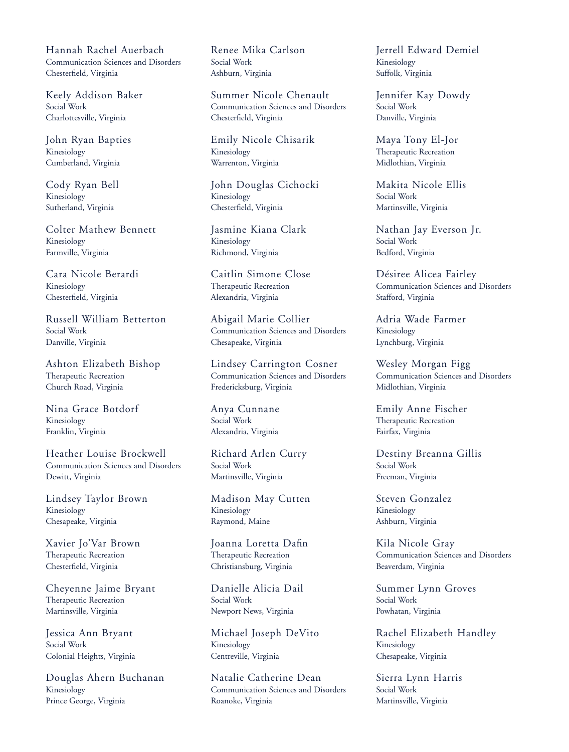Hannah Rachel Auerbach
Communication Sciences and Disorders
Chesterfield, Virginia

Keely Addison Baker
Social Work
Charlottesville, Virginia

John Ryan Bapties
Kinesiology
Cumberland, Virginia

Cody Ryan Bell
Kinesiology
Sutherland, Virginia

Colter Mathew Bennett
Kinesiology
Farmville, Virginia

Cara Nicole Berardi
Kinesiology
Chesterfield, Virginia

Russell William Betterton
Social Work
Danville, Virginia

Ashton Elizabeth Bishop
Therapeutic Recreation
Church Road, Virginia

Nina Grace Botdorf
Kinesiology
Franklin, Virginia

Heather Louise Brockwell
Communication Sciences and Disorders
Dewitt, Virginia

Lindsey Taylor Brown
Kinesiology
Chesapeake, Virginia

Xavier Jo'Var Brown
Therapeutic Recreation
Chesterfield, Virginia

Cheyenne Jaime Bryant
Therapeutic Recreation
Martinsville, Virginia

Jessica Ann Bryant
Social Work
Colonial Heights, Virginia

Douglas Ahern Buchanan
Kinesiology
Prince George, Virginia

Renee Mika Carlson
Social Work
Ashburn, Virginia

Summer Nicole Chenault
Communication Sciences and Disorders
Chesterfield, Virginia

Emily Nicole Chisarik
Kinesiology
Warrenton, Virginia

John Douglas Cichocki
Kinesiology
Chesterfield, Virginia

Jasmine Kiana Clark
Kinesiology
Richmond, Virginia

Caitlin Simone Close
Therapeutic Recreation
Alexandria, Virginia

Abigail Marie Collier
Communication Sciences and Disorders
Chesapeake, Virginia

Lindsey Carrington Cosner
Communication Sciences and Disorders
Fredericksburg, Virginia

Anya Cunnane
Social Work
Alexandria, Virginia

Richard Arlen Curry
Social Work
Martinsville, Virginia

Madison May Cutten
Kinesiology
Raymond, Maine

Joanna Loretta Dafin
Therapeutic Recreation
Christiansburg, Virginia

Danielle Alicia Dail
Social Work
Newport News, Virginia

Michael Joseph DeVito
Kinesiology
Centreville, Virginia

Natalie Catherine Dean
Communication Sciences and Disorders
Roanoke, Virginia

Jerrell Edward Demiel
Kinesiology
Suffolk, Virginia

Jennifer Kay Dowdy
Social Work
Danville, Virginia

Maya Tony El-Jor
Therapeutic Recreation
Midlothian, Virginia

Makita Nicole Ellis
Social Work
Martinsville, Virginia

Nathan Jay Everson Jr.
Social Work
Bedford, Virginia

Désiree Alicea Fairley
Communication Sciences and Disorders
Stafford, Virginia

Adria Wade Farmer
Kinesiology
Lynchburg, Virginia

Wesley Morgan Figg
Communication Sciences and Disorders
Midlothian, Virginia

Emily Anne Fischer
Therapeutic Recreation
Fairfax, Virginia

Destiny Breanna Gillis
Social Work
Freeman, Virginia

Steven Gonzalez
Kinesiology
Ashburn, Virginia

Kila Nicole Gray
Communication Sciences and Disorders
Beaverdam, Virginia

Summer Lynn Groves
Social Work
Powhatan, Virginia

Rachel Elizabeth Handley
Kinesiology
Chesapeake, Virginia

Sierra Lynn Harris
Social Work
Martinsville, Virginia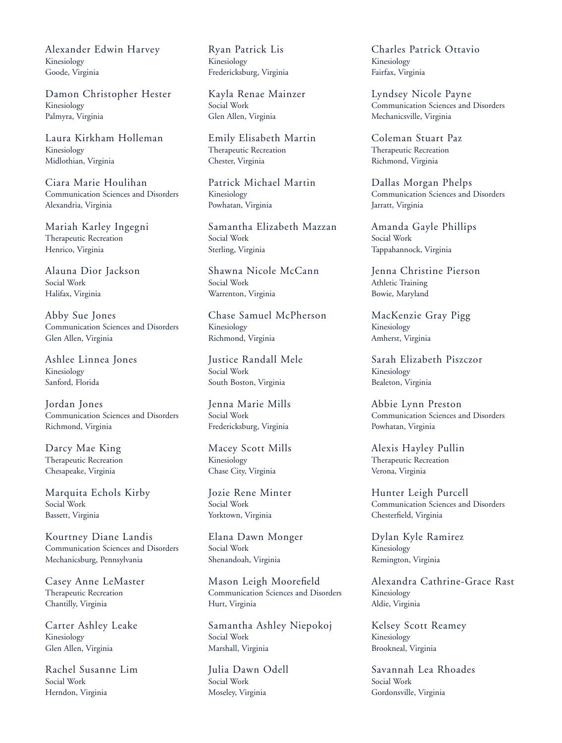Alexander Edwin Harvey
Kinesiology
Goode, Virginia

Damon Christopher Hester
Kinesiology
Palmyra, Virginia

Laura Kirkham Holleman
Kinesiology
Midlothian, Virginia

Ciara Marie Houlihan
Communication Sciences and Disorders
Alexandria, Virginia

Mariah Karley Ingegni
Therapeutic Recreation
Henrico, Virginia

Alauna Dior Jackson
Social Work
Halifax, Virginia

Abby Sue Jones
Communication Sciences and Disorders
Glen Allen, Virginia

Ashlee Linnea Jones
Kinesiology
Sanford, Florida

Jordan Jones
Communication Sciences and Disorders
Richmond, Virginia

Darcy Mae King
Therapeutic Recreation
Chesapeake, Virginia

Marquita Echols Kirby
Social Work
Bassett, Virginia

Kourtney Diane Landis
Communication Sciences and Disorders
Mechanicsburg, Pennsylvania

Casey Anne LeMaster
Therapeutic Recreation
Chantilly, Virginia

Carter Ashley Leake
Kinesiology
Glen Allen, Virginia

Rachel Susanne Lim
Social Work
Herndon, Virginia

Ryan Patrick Lis
Kinesiology
Fredericksburg, Virginia

Kayla Renae Mainzer
Social Work
Glen Allen, Virginia

Emily Elisabeth Martin
Therapeutic Recreation
Chester, Virginia

Patrick Michael Martin
Kinesiology
Powhatan, Virginia

Samantha Elizabeth Mazzan
Social Work
Sterling, Virginia

Shawna Nicole McCann
Social Work
Warrenton, Virginia

Chase Samuel McPherson
Kinesiology
Richmond, Virginia

Justice Randall Mele
Social Work
South Boston, Virginia

Jenna Marie Mills
Social Work
Fredericksburg, Virginia

Macey Scott Mills
Kinesiology
Chase City, Virginia

Jozie Rene Minter
Social Work
Yorktown, Virginia

Elana Dawn Monger
Social Work
Shenandoah, Virginia

Mason Leigh Moorefield
Communication Sciences and Disorders
Hurt, Virginia

Samantha Ashley Niepokoj
Social Work
Marshall, Virginia

Julia Dawn Odell
Social Work
Moseley, Virginia

Charles Patrick Ottavio
Kinesiology
Fairfax, Virginia

Lyndsey Nicole Payne
Communication Sciences and Disorders
Mechanicsville, Virginia

Coleman Stuart Paz
Therapeutic Recreation
Richmond, Virginia

Dallas Morgan Phelps
Communication Sciences and Disorders
Jarratt, Virginia

Amanda Gayle Phillips
Social Work
Tappahannock, Virginia

Jenna Christine Pierson
Athletic Training
Bowie, Maryland

MacKenzie Gray Pigg
Kinesiology
Amherst, Virginia

Sarah Elizabeth Piszczor
Kinesiology
Bealeton, Virginia

Abbie Lynn Preston
Communication Sciences and Disorders
Powhatan, Virginia

Alexis Hayley Pullin
Therapeutic Recreation
Verona, Virginia

Hunter Leigh Purcell
Communication Sciences and Disorders
Chesterfield, Virginia

Dylan Kyle Ramirez
Kinesiology
Remington, Virginia

Alexandra Cathrine-Grace Rast
Kinesiology
Aldie, Virginia

Kelsey Scott Reamey
Kinesiology
Brookneal, Virginia

Savannah Lea Rhoades
Social Work
Gordonsville, Virginia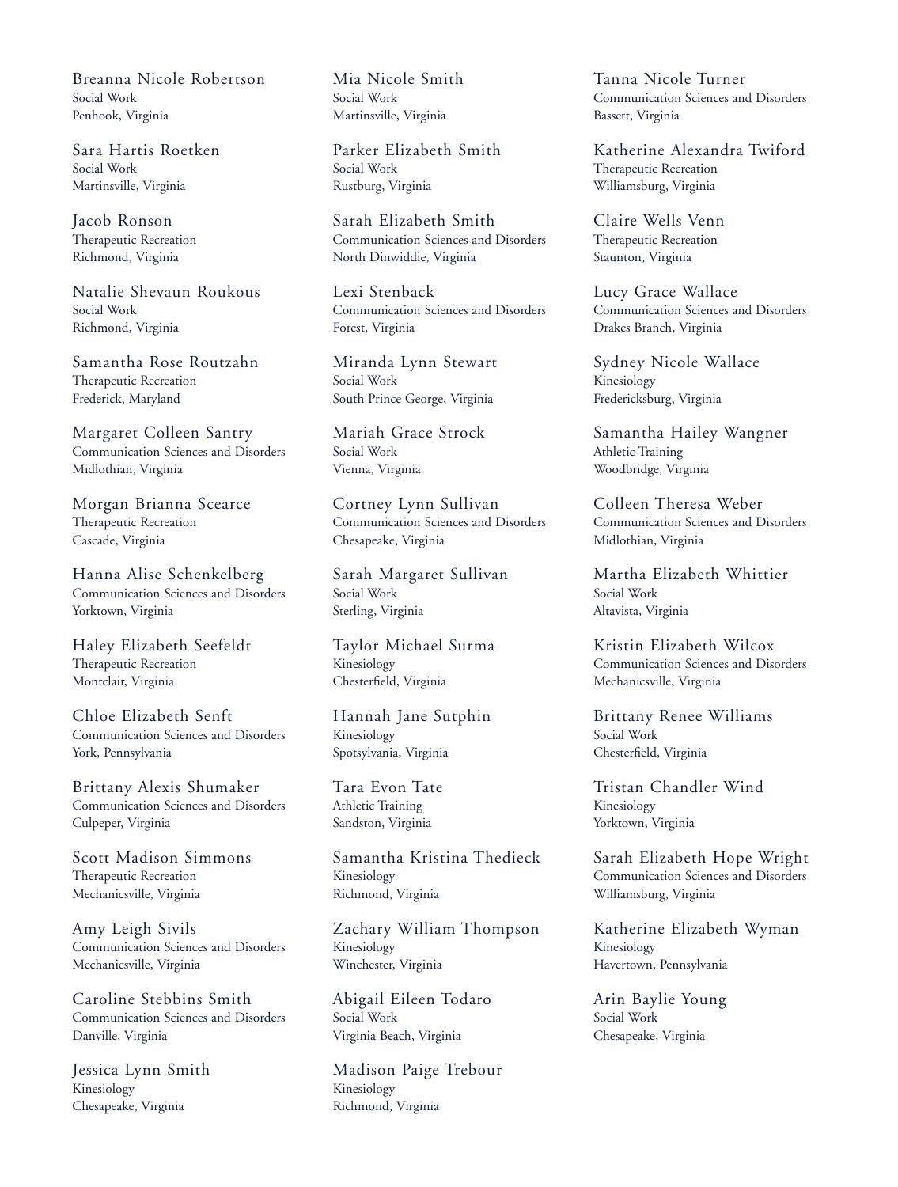Breanna Nicole Robertson
Social Work
Penhook, Virginia

Sara Hartis Roetken
Social Work
Martinsville, Virginia

Jacob Ronson
Therapeutic Recreation
Richmond, Virginia

Natalie Shevaun Roukous
Social Work
Richmond, Virginia

Samantha Rose Routzahn
Therapeutic Recreation
Frederick, Maryland

Margaret Colleen Santry
Communication Sciences and Disorders
Midlothian, Virginia

Morgan Brianna Scearce
Therapeutic Recreation
Cascade, Virginia

Hanna Alise Schenkelberg
Communication Sciences and Disorders
Yorktown, Virginia

Haley Elizabeth Seefeldt
Therapeutic Recreation
Montclair, Virginia

Chloe Elizabeth Senft
Communication Sciences and Disorders
York, Pennsylvania

Brittany Alexis Shumaker
Communication Sciences and Disorders
Culpeper, Virginia

Scott Madison Simmons
Therapeutic Recreation
Mechanicsville, Virginia

Amy Leigh Sivils
Communication Sciences and Disorders
Mechanicsville, Virginia

Caroline Stebbins Smith
Communication Sciences and Disorders
Danville, Virginia

Jessica Lynn Smith
Kinesiology
Chesapeake, Virginia

Mia Nicole Smith
Social Work
Martinsville, Virginia

Parker Elizabeth Smith
Social Work
Rustburg, Virginia

Sarah Elizabeth Smith
Communication Sciences and Disorders
North Dinwiddie, Virginia

Lexi Stenback
Communication Sciences and Disorders
Forest, Virginia

Miranda Lynn Stewart
Social Work
South Prince George, Virginia

Mariah Grace Strock
Social Work
Vienna, Virginia

Cortney Lynn Sullivan
Communication Sciences and Disorders
Chesapeake, Virginia

Sarah Margaret Sullivan
Social Work
Sterling, Virginia

Taylor Michael Surma
Kinesiology
Chesterfield, Virginia

Hannah Jane Sutphin
Kinesiology
Spotsylvania, Virginia

Tara Evon Tate
Athletic Training
Sandston, Virginia

Samantha Kristina Thedieck
Kinesiology
Richmond, Virginia

Zachary William Thompson
Kinesiology
Winchester, Virginia

Abigail Eileen Todaro
Social Work
Virginia Beach, Virginia

Madison Paige Trebour
Kinesiology
Richmond, Virginia

Tanna Nicole Turner
Communication Sciences and Disorders
Bassett, Virginia

Katherine Alexandra Twiford
Therapeutic Recreation
Williamsburg, Virginia

Claire Wells Venn
Therapeutic Recreation
Staunton, Virginia

Lucy Grace Wallace
Communication Sciences and Disorders
Drakes Branch, Virginia

Sydney Nicole Wallace
Kinesiology
Fredericksburg, Virginia

Samantha Hailey Wangner
Athletic Training
Woodbridge, Virginia

Colleen Theresa Weber
Communication Sciences and Disorders
Midlothian, Virginia

Martha Elizabeth Whittier
Social Work
Altavista, Virginia

Kristin Elizabeth Wilcox
Communication Sciences and Disorders
Mechanicsville, Virginia

Brittany Renee Williams
Social Work
Chesterfield, Virginia

Tristan Chandler Wind
Kinesiology
Yorktown, Virginia

Sarah Elizabeth Hope Wright
Communication Sciences and Disorders
Williamsburg, Virginia

Katherine Elizabeth Wyman
Kinesiology
Havertown, Pennsylvania

Arin Baylie Young
Social Work
Chesapeake, Virginia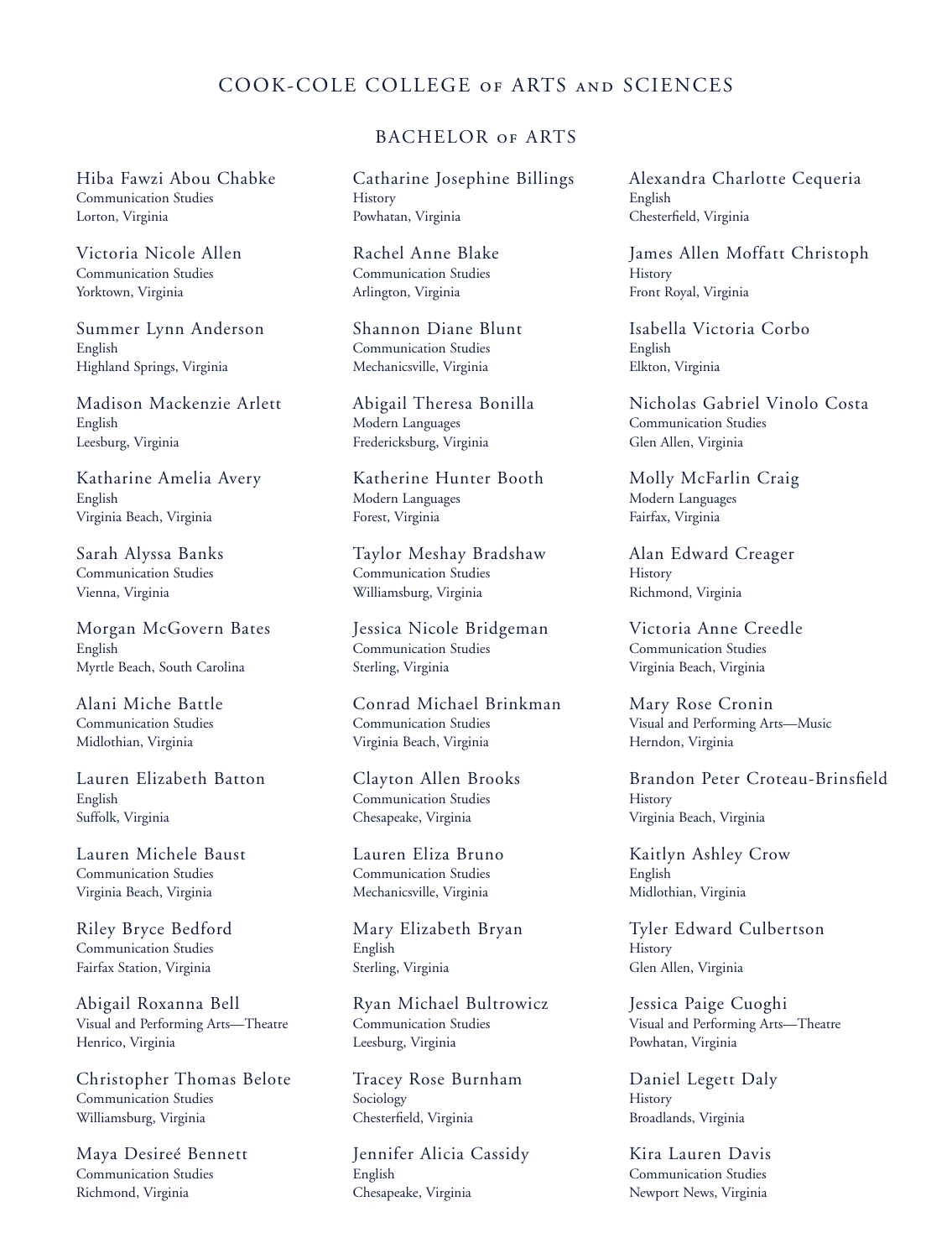# COOK-COLE COLLEGE OF ARTS AND SCIENCES

## BACHELOR OF ARTS

Hiba Fawzi Abou Chabke
Communication Studies
Lorton, Virginia

Victoria Nicole Allen
Communication Studies
Yorktown, Virginia

Summer Lynn Anderson
English
Highland Springs, Virginia

Madison Mackenzie Arlett
English
Leesburg, Virginia

Katharine Amelia Avery
English
Virginia Beach, Virginia

Sarah Alyssa Banks
Communication Studies
Vienna, Virginia

Morgan McGovern Bates
English
Myrtle Beach, South Carolina

Alani Miche Battle
Communication Studies
Midlothian, Virginia

Lauren Elizabeth Batton
English
Suffolk, Virginia

Lauren Michele Baust
Communication Studies
Virginia Beach, Virginia

Riley Bryce Bedford
Communication Studies
Fairfax Station, Virginia

Abigail Roxanna Bell
Visual and Performing Arts—Theatre
Henrico, Virginia

Christopher Thomas Belote
Communication Studies
Williamsburg, Virginia

Maya Desireé Bennett
Communication Studies
Richmond, Virginia

Catharine Josephine Billings
History
Powhatan, Virginia

Rachel Anne Blake
Communication Studies
Arlington, Virginia

Shannon Diane Blunt
Communication Studies
Mechanicsville, Virginia

Abigail Theresa Bonilla
Modern Languages
Fredericksburg, Virginia

Katherine Hunter Booth
Modern Languages
Forest, Virginia

Taylor Meshay Bradshaw
Communication Studies
Williamsburg, Virginia

Jessica Nicole Bridgeman
Communication Studies
Sterling, Virginia

Conrad Michael Brinkman
Communication Studies
Virginia Beach, Virginia

Clayton Allen Brooks
Communication Studies
Chesapeake, Virginia

Lauren Eliza Bruno
Communication Studies
Mechanicsville, Virginia

Mary Elizabeth Bryan
English
Sterling, Virginia

Ryan Michael Bultrowicz
Communication Studies
Leesburg, Virginia

Tracey Rose Burnham
Sociology
Chesterfield, Virginia

Jennifer Alicia Cassidy
English
Chesapeake, Virginia

Alexandra Charlotte Cequeria
English
Chesterfield, Virginia

James Allen Moffatt Christoph
History
Front Royal, Virginia

Isabella Victoria Corbo
English
Elkton, Virginia

Nicholas Gabriel Vinolo Costa
Communication Studies
Glen Allen, Virginia

Molly McFarlin Craig
Modern Languages
Fairfax, Virginia

Alan Edward Creager
History
Richmond, Virginia

Victoria Anne Creedle
Communication Studies
Virginia Beach, Virginia

Mary Rose Cronin
Visual and Performing Arts—Music
Herndon, Virginia

Brandon Peter Croteau-Brinsfield
History
Virginia Beach, Virginia

Kaitlyn Ashley Crow
English
Midlothian, Virginia

Tyler Edward Culbertson
History
Glen Allen, Virginia

Jessica Paige Cuoghi
Visual and Performing Arts—Theatre
Powhatan, Virginia

Daniel Legett Daly
History
Broadlands, Virginia

Kira Lauren Davis
Communication Studies
Newport News, Virginia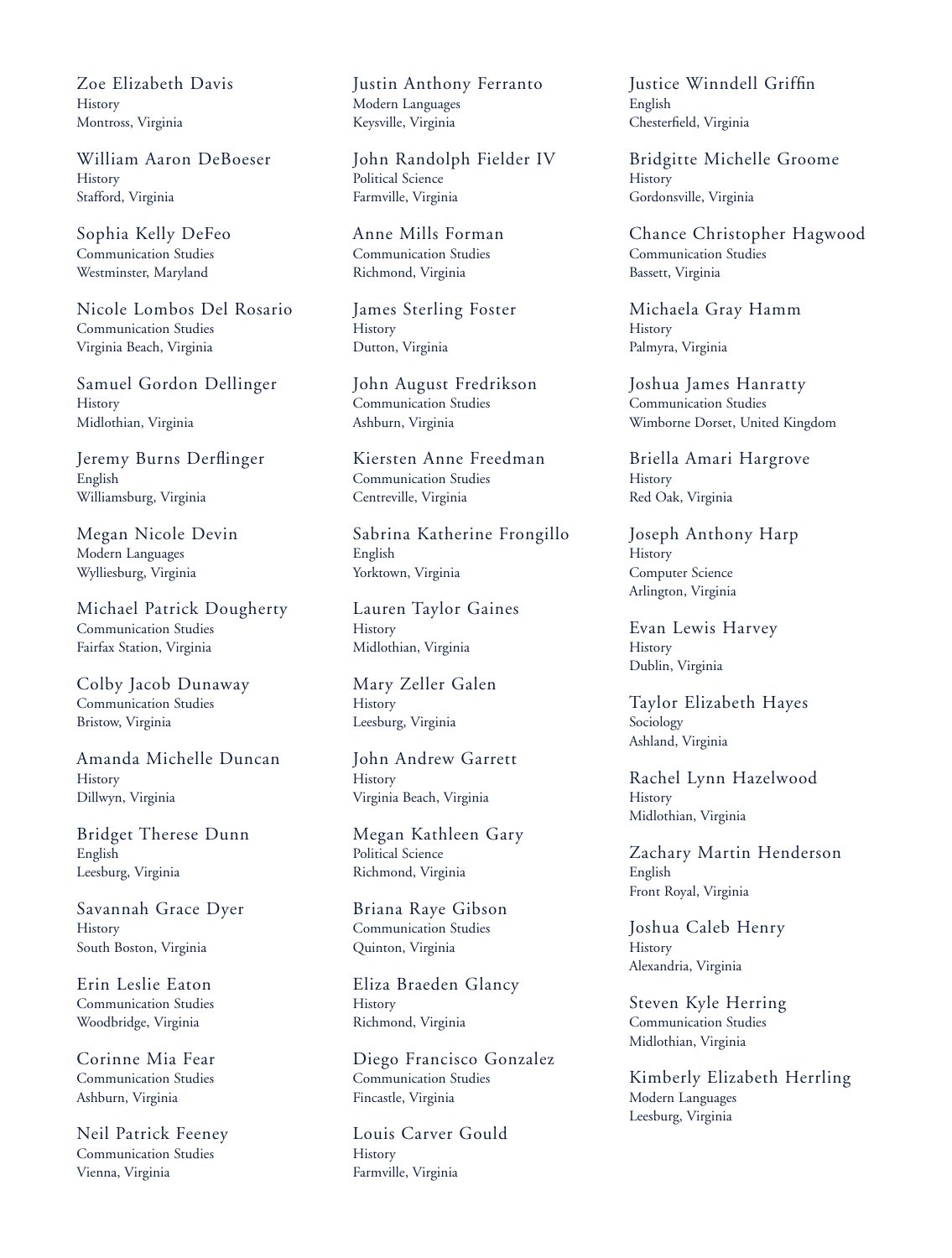Zoe Elizabeth Davis
History
Montross, Virginia

William Aaron DeBoeser
History
Stafford, Virginia

Sophia Kelly DeFeo
Communication Studies
Westminster, Maryland

Nicole Lombos Del Rosario
Communication Studies
Virginia Beach, Virginia

Samuel Gordon Dellinger
History
Midlothian, Virginia

Jeremy Burns Derflinger
English
Williamsburg, Virginia

Megan Nicole Devin
Modern Languages
Wylliesburg, Virginia

Michael Patrick Dougherty
Communication Studies
Fairfax Station, Virginia

Colby Jacob Dunaway
Communication Studies
Bristow, Virginia

Amanda Michelle Duncan
History
Dillwyn, Virginia

Bridget Therese Dunn
English
Leesburg, Virginia

Savannah Grace Dyer
History
South Boston, Virginia

Erin Leslie Eaton
Communication Studies
Woodbridge, Virginia

Corinne Mia Fear
Communication Studies
Ashburn, Virginia

Neil Patrick Feeney
Communication Studies
Vienna, Virginia

Justin Anthony Ferranto
Modern Languages
Keysville, Virginia

John Randolph Fielder IV
Political Science
Farmville, Virginia

Anne Mills Forman
Communication Studies
Richmond, Virginia

James Sterling Foster
History
Dutton, Virginia

John August Fredrikson
Communication Studies
Ashburn, Virginia

Kiersten Anne Freedman
Communication Studies
Centreville, Virginia

Sabrina Katherine Frongillo
English
Yorktown, Virginia

Lauren Taylor Gaines
History
Midlothian, Virginia

Mary Zeller Galen
History
Leesburg, Virginia

John Andrew Garrett
History
Virginia Beach, Virginia

Megan Kathleen Gary
Political Science
Richmond, Virginia

Briana Raye Gibson
Communication Studies
Quinton, Virginia

Eliza Braeden Glancy
History
Richmond, Virginia

Diego Francisco Gonzalez
Communication Studies
Fincastle, Virginia

Louis Carver Gould
History
Farmville, Virginia

Justice Winndell Griffin
English
Chesterfield, Virginia

Bridgitte Michelle Groome
History
Gordonsville, Virginia

Chance Christopher Hagwood
Communication Studies
Bassett, Virginia

Michaela Gray Hamm
History
Palmyra, Virginia

Joshua James Hanratty
Communication Studies
Wimborne Dorset, United Kingdom

Briella Amari Hargrove
History
Red Oak, Virginia

Joseph Anthony Harp
History
Computer Science
Arlington, Virginia

Evan Lewis Harvey
History
Dublin, Virginia

Taylor Elizabeth Hayes
Sociology
Ashland, Virginia

Rachel Lynn Hazelwood
History
Midlothian, Virginia

Zachary Martin Henderson
English
Front Royal, Virginia

Joshua Caleb Henry
History
Alexandria, Virginia

Steven Kyle Herring
Communication Studies
Midlothian, Virginia

Kimberly Elizabeth Herrling
Modern Languages
Leesburg, Virginia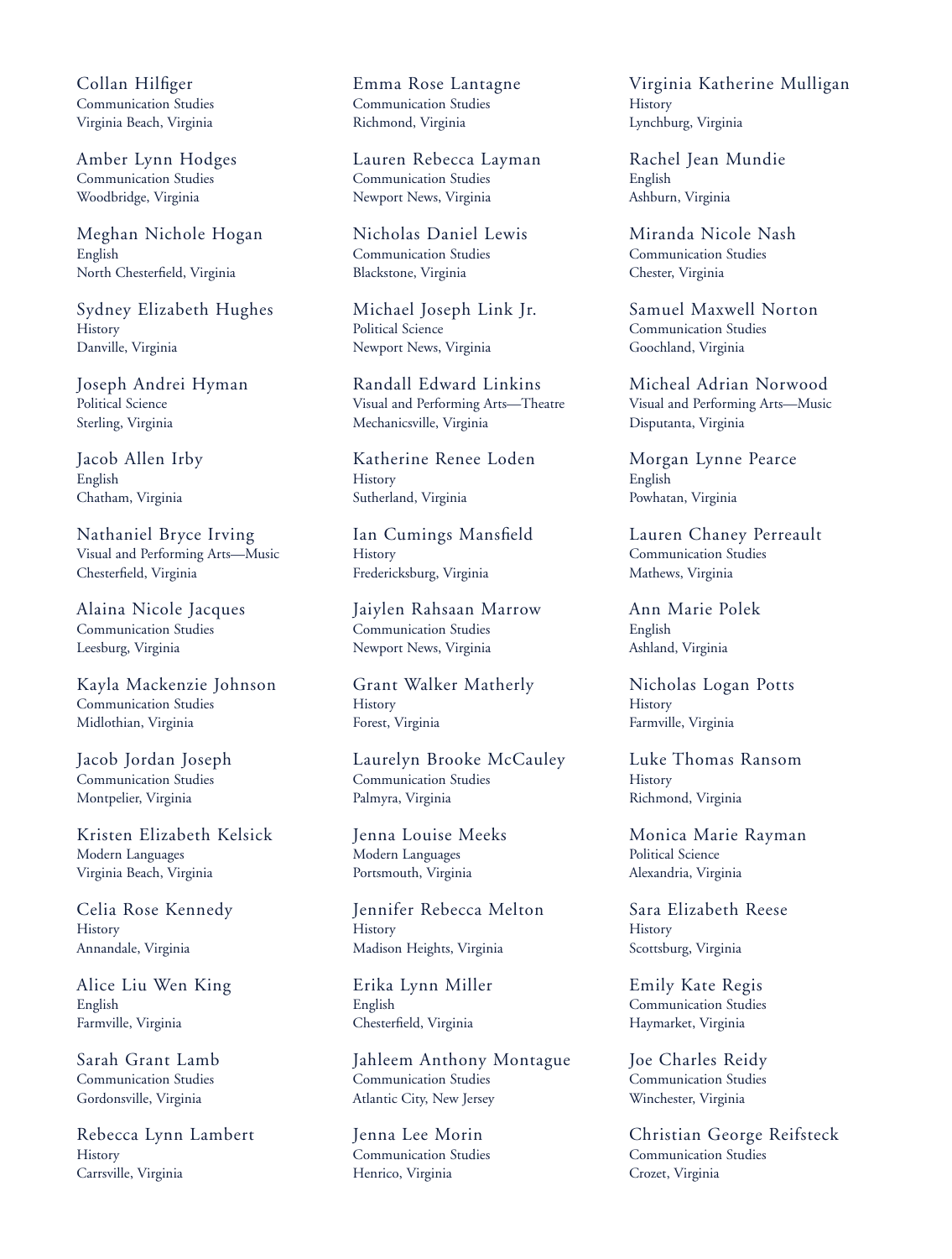Collan Hilfiger
Communication Studies
Virginia Beach, Virginia

Amber Lynn Hodges
Communication Studies
Woodbridge, Virginia

Meghan Nichole Hogan
English
North Chesterfield, Virginia

Sydney Elizabeth Hughes
History
Danville, Virginia

Joseph Andrei Hyman
Political Science
Sterling, Virginia

Jacob Allen Irby
English
Chatham, Virginia

Nathaniel Bryce Irving
Visual and Performing Arts—Music
Chesterfield, Virginia

Alaina Nicole Jacques
Communication Studies
Leesburg, Virginia

Kayla Mackenzie Johnson
Communication Studies
Midlothian, Virginia

Jacob Jordan Joseph
Communication Studies
Montpelier, Virginia

Kristen Elizabeth Kelsick
Modern Languages
Virginia Beach, Virginia

Celia Rose Kennedy
History
Annandale, Virginia

Alice Liu Wen King
English
Farmville, Virginia

Sarah Grant Lamb
Communication Studies
Gordonsville, Virginia

Rebecca Lynn Lambert
History
Carrsville, Virginia

Emma Rose Lantagne
Communication Studies
Richmond, Virginia

Lauren Rebecca Layman
Communication Studies
Newport News, Virginia

Nicholas Daniel Lewis
Communication Studies
Blackstone, Virginia

Michael Joseph Link Jr.
Political Science
Newport News, Virginia

Randall Edward Linkins
Visual and Performing Arts—Theatre
Mechanicsville, Virginia

Katherine Renee Loden
History
Sutherland, Virginia

Ian Cumings Mansfield
History
Fredericksburg, Virginia

Jaiylen Rahsaan Marrow
Communication Studies
Newport News, Virginia

Grant Walker Matherly
History
Forest, Virginia

Laurelyn Brooke McCauley
Communication Studies
Palmyra, Virginia

Jenna Louise Meeks
Modern Languages
Portsmouth, Virginia

Jennifer Rebecca Melton
History
Madison Heights, Virginia

Erika Lynn Miller
English
Chesterfield, Virginia

Jahleem Anthony Montague
Communication Studies
Atlantic City, New Jersey

Jenna Lee Morin
Communication Studies
Henrico, Virginia

Virginia Katherine Mulligan
History
Lynchburg, Virginia

Rachel Jean Mundie
English
Ashburn, Virginia

Miranda Nicole Nash
Communication Studies
Chester, Virginia

Samuel Maxwell Norton
Communication Studies
Goochland, Virginia

Micheal Adrian Norwood
Visual and Performing Arts—Music
Disputanta, Virginia

Morgan Lynne Pearce
English
Powhatan, Virginia

Lauren Chaney Perreault
Communication Studies
Mathews, Virginia

Ann Marie Polek
English
Ashland, Virginia

Nicholas Logan Potts
History
Farmville, Virginia

Luke Thomas Ransom
History
Richmond, Virginia

Monica Marie Rayman
Political Science
Alexandria, Virginia

Sara Elizabeth Reese
History
Scottsburg, Virginia

Emily Kate Regis
Communication Studies
Haymarket, Virginia

Joe Charles Reidy
Communication Studies
Winchester, Virginia

Christian George Reifsteck
Communication Studies
Crozet, Virginia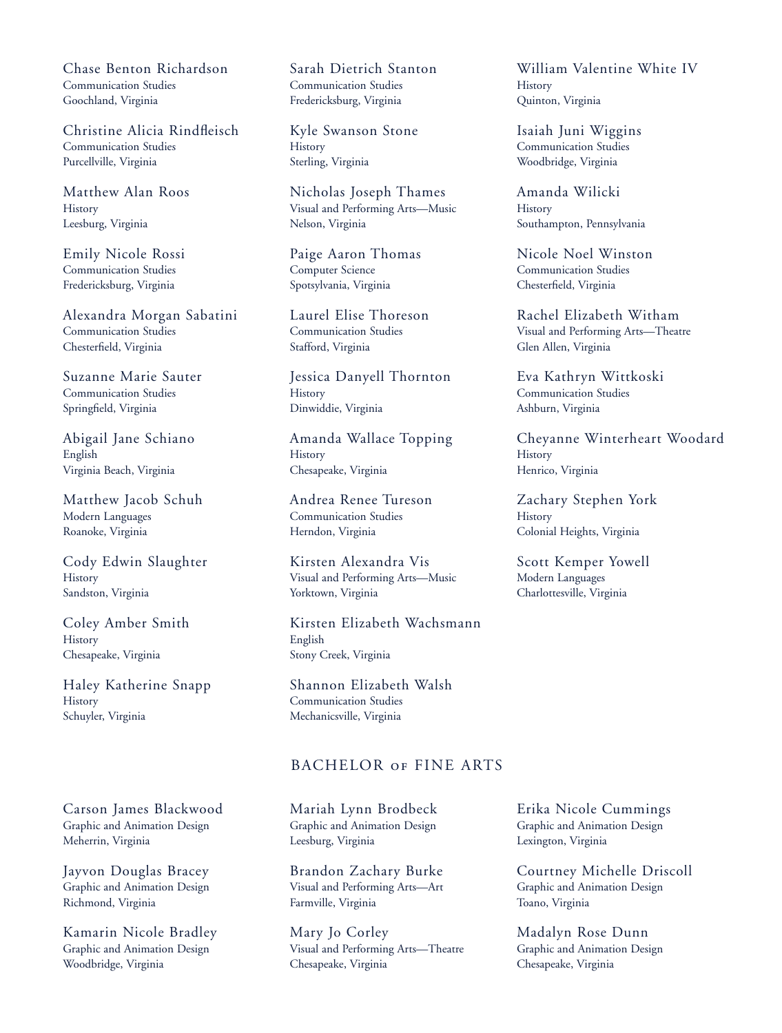Chase Benton Richardson
Communication Studies
Goochland, Virginia

Christine Alicia Rindfleisch
Communication Studies
Purcellville, Virginia

Matthew Alan Roos
History
Leesburg, Virginia

Emily Nicole Rossi
Communication Studies
Fredericksburg, Virginia

Alexandra Morgan Sabatini
Communication Studies
Chesterfield, Virginia

Suzanne Marie Sauter
Communication Studies
Springfield, Virginia

Abigail Jane Schiano
English
Virginia Beach, Virginia

Matthew Jacob Schuh
Modern Languages
Roanoke, Virginia

Cody Edwin Slaughter
History
Sandston, Virginia

Coley Amber Smith
History
Chesapeake, Virginia

Haley Katherine Snapp
History
Schuyler, Virginia

Sarah Dietrich Stanton
Communication Studies
Fredericksburg, Virginia

Kyle Swanson Stone
History
Sterling, Virginia

Nicholas Joseph Thames
Visual and Performing Arts—Music
Nelson, Virginia

Paige Aaron Thomas
Computer Science
Spotsylvania, Virginia

Laurel Elise Thoreson
Communication Studies
Stafford, Virginia

Jessica Danyell Thornton
History
Dinwiddie, Virginia

Amanda Wallace Topping
History
Chesapeake, Virginia

Andrea Renee Tureson
Communication Studies
Herndon, Virginia

Kirsten Alexandra Vis
Visual and Performing Arts—Music
Yorktown, Virginia

Kirsten Elizabeth Wachsmann
English
Stony Creek, Virginia

Shannon Elizabeth Walsh
Communication Studies
Mechanicsville, Virginia

William Valentine White IV
History
Quinton, Virginia

Isaiah Juni Wiggins
Communication Studies
Woodbridge, Virginia

Amanda Wilicki
History
Southampton, Pennsylvania

Nicole Noel Winston
Communication Studies
Chesterfield, Virginia

Rachel Elizabeth Witham
Visual and Performing Arts—Theatre
Glen Allen, Virginia

Eva Kathryn Wittkoski
Communication Studies
Ashburn, Virginia

Cheyanne Winterheart Woodard
History
Henrico, Virginia

Zachary Stephen York
History
Colonial Heights, Virginia

Scott Kemper Yowell
Modern Languages
Charlottesville, Virginia

## BACHELOR of FINE ARTS

Carson James Blackwood
Graphic and Animation Design
Meherrin, Virginia

Jayvon Douglas Bracey
Graphic and Animation Design
Richmond, Virginia

Kamarin Nicole Bradley
Graphic and Animation Design
Woodbridge, Virginia

Mariah Lynn Brodbeck
Graphic and Animation Design
Leesburg, Virginia

Brandon Zachary Burke
Visual and Performing Arts—Art
Farmville, Virginia

Mary Jo Corley
Visual and Performing Arts—Theatre
Chesapeake, Virginia

Erika Nicole Cummings
Graphic and Animation Design
Lexington, Virginia

Courtney Michelle Driscoll
Graphic and Animation Design
Toano, Virginia

Madalyn Rose Dunn
Graphic and Animation Design
Chesapeake, Virginia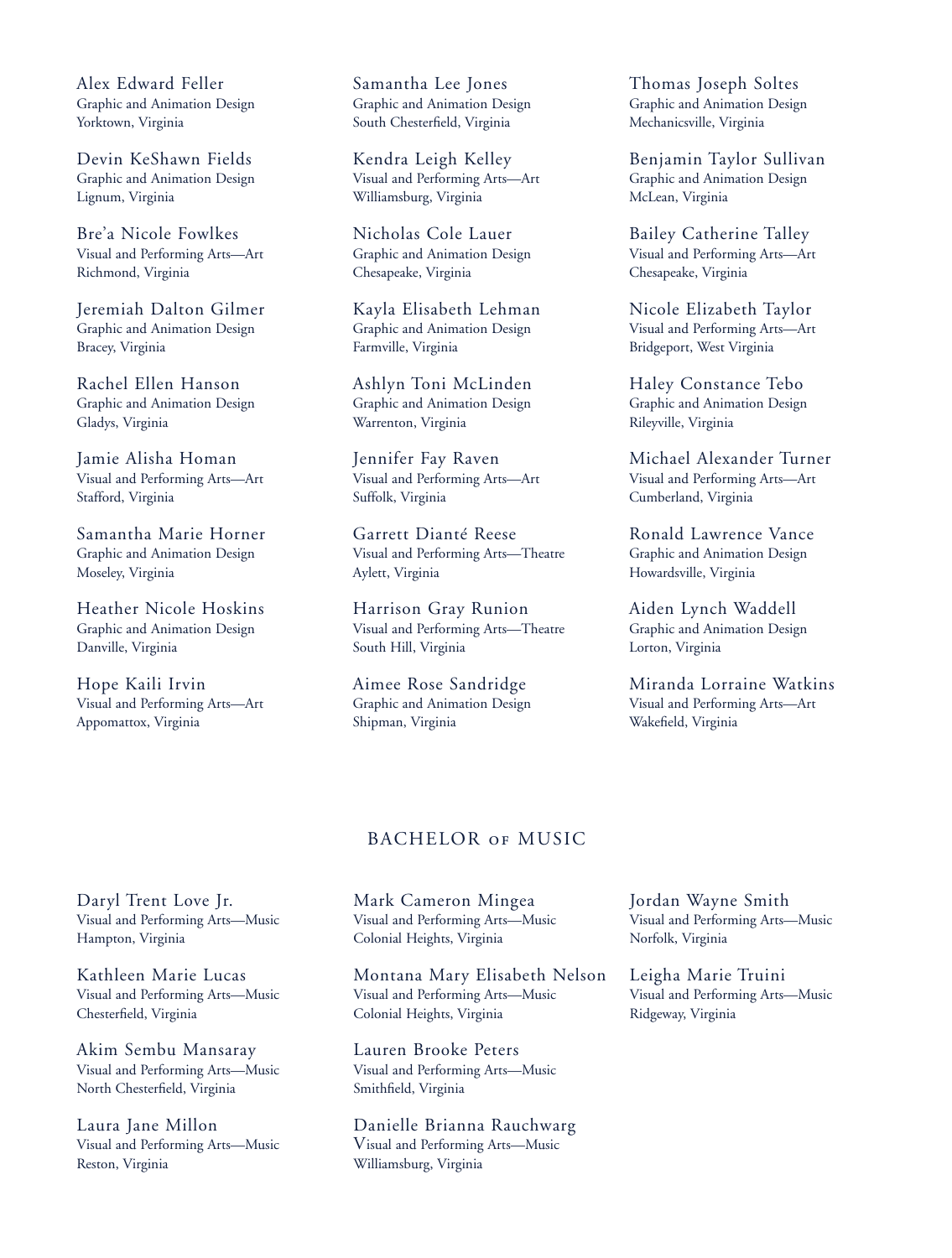Alex Edward Feller
Graphic and Animation Design
Yorktown, Virginia

Devin KeShawn Fields
Graphic and Animation Design
Lignum, Virginia

Bre'a Nicole Fowlkes
Visual and Performing Arts—Art
Richmond, Virginia

Jeremiah Dalton Gilmer
Graphic and Animation Design
Bracey, Virginia

Rachel Ellen Hanson
Graphic and Animation Design
Gladys, Virginia

Jamie Alisha Homan
Visual and Performing Arts—Art
Stafford, Virginia

Samantha Marie Horner
Graphic and Animation Design
Moseley, Virginia

Heather Nicole Hoskins
Graphic and Animation Design
Danville, Virginia

Hope Kaili Irvin
Visual and Performing Arts—Art
Appomattox, Virginia

Samantha Lee Jones
Graphic and Animation Design
South Chesterfield, Virginia

Kendra Leigh Kelley
Visual and Performing Arts—Art
Williamsburg, Virginia

Nicholas Cole Lauer
Graphic and Animation Design
Chesapeake, Virginia

Kayla Elisabeth Lehman
Graphic and Animation Design
Farmville, Virginia

Ashlyn Toni McLinden
Graphic and Animation Design
Warrenton, Virginia

Jennifer Fay Raven
Visual and Performing Arts—Art
Suffolk, Virginia

Garrett Dianté Reese
Visual and Performing Arts—Theatre
Aylett, Virginia

Harrison Gray Runion
Visual and Performing Arts—Theatre
South Hill, Virginia

Aimee Rose Sandridge
Graphic and Animation Design
Shipman, Virginia

Thomas Joseph Soltes
Graphic and Animation Design
Mechanicsville, Virginia

Benjamin Taylor Sullivan
Graphic and Animation Design
McLean, Virginia

Bailey Catherine Talley
Visual and Performing Arts—Art
Chesapeake, Virginia

Nicole Elizabeth Taylor
Visual and Performing Arts—Art
Bridgeport, West Virginia

Haley Constance Tebo
Graphic and Animation Design
Rileyville, Virginia

Michael Alexander Turner
Visual and Performing Arts—Art
Cumberland, Virginia

Ronald Lawrence Vance
Graphic and Animation Design
Howardsville, Virginia

Aiden Lynch Waddell
Graphic and Animation Design
Lorton, Virginia

Miranda Lorraine Watkins
Visual and Performing Arts—Art
Wakefield, Virginia

## BACHELOR OF MUSIC

Daryl Trent Love Jr.
Visual and Performing Arts—Music
Hampton, Virginia

Kathleen Marie Lucas
Visual and Performing Arts—Music
Chesterfield, Virginia

Akim Sembu Mansaray
Visual and Performing Arts—Music
North Chesterfield, Virginia

Laura Jane Millon
Visual and Performing Arts—Music
Reston, Virginia

Mark Cameron Mingea
Visual and Performing Arts—Music
Colonial Heights, Virginia

Montana Mary Elisabeth Nelson
Visual and Performing Arts—Music
Colonial Heights, Virginia

Lauren Brooke Peters
Visual and Performing Arts—Music
Smithfield, Virginia

Danielle Brianna Rauchwarg
Visual and Performing Arts—Music
Williamsburg, Virginia

Jordan Wayne Smith
Visual and Performing Arts—Music
Norfolk, Virginia

Leigha Marie Truini
Visual and Performing Arts—Music
Ridgeway, Virginia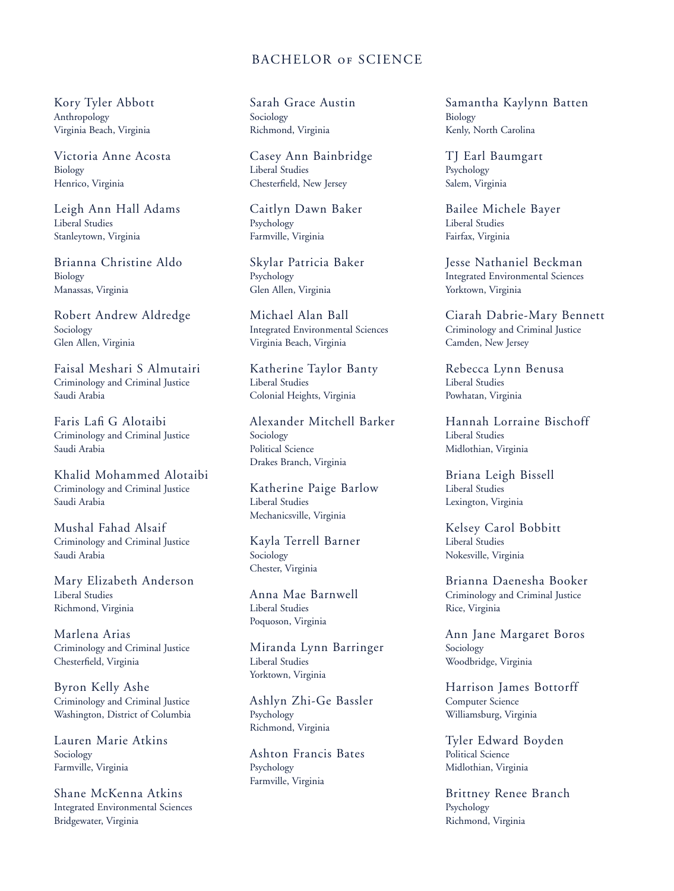## BACHELOR OF SCIENCE

Kory Tyler Abbott
Anthropology
Virginia Beach, Virginia

Victoria Anne Acosta
Biology
Henrico, Virginia

Leigh Ann Hall Adams
Liberal Studies
Stanleytown, Virginia

Brianna Christine Aldo
Biology
Manassas, Virginia

Robert Andrew Aldredge
Sociology
Glen Allen, Virginia

Faisal Meshari S Almutairi
Criminology and Criminal Justice
Saudi Arabia

Faris Lafi G Alotaibi
Criminology and Criminal Justice
Saudi Arabia

Khalid Mohammed Alotaibi
Criminology and Criminal Justice
Saudi Arabia

Mushal Fahad Alsaif
Criminology and Criminal Justice
Saudi Arabia

Mary Elizabeth Anderson
Liberal Studies
Richmond, Virginia

Marlena Arias
Criminology and Criminal Justice
Chesterfield, Virginia

Byron Kelly Ashe
Criminology and Criminal Justice
Washington, District of Columbia

Lauren Marie Atkins
Sociology
Farmville, Virginia

Shane McKenna Atkins
Integrated Environmental Sciences
Bridgewater, Virginia

Sarah Grace Austin
Sociology
Richmond, Virginia

Casey Ann Bainbridge
Liberal Studies
Chesterfield, New Jersey

Caitlyn Dawn Baker
Psychology
Farmville, Virginia

Skylar Patricia Baker
Psychology
Glen Allen, Virginia

Michael Alan Ball
Integrated Environmental Sciences
Virginia Beach, Virginia

Katherine Taylor Banty
Liberal Studies
Colonial Heights, Virginia

Alexander Mitchell Barker
Sociology
Political Science
Drakes Branch, Virginia

Katherine Paige Barlow
Liberal Studies
Mechanicsville, Virginia

Kayla Terrell Barner
Sociology
Chester, Virginia

Anna Mae Barnwell
Liberal Studies
Poquoson, Virginia

Miranda Lynn Barringer
Liberal Studies
Yorktown, Virginia

Ashlyn Zhi-Ge Bassler
Psychology
Richmond, Virginia

Ashton Francis Bates
Psychology
Farmville, Virginia

Samantha Kaylynn Batten
Biology
Kenly, North Carolina

TJ Earl Baumgart
Psychology
Salem, Virginia

Bailee Michele Bayer
Liberal Studies
Fairfax, Virginia

Jesse Nathaniel Beckman
Integrated Environmental Sciences
Yorktown, Virginia

Ciarah Dabrie-Mary Bennett
Criminology and Criminal Justice
Camden, New Jersey

Rebecca Lynn Benusa
Liberal Studies
Powhatan, Virginia

Hannah Lorraine Bischoff
Liberal Studies
Midlothian, Virginia

Briana Leigh Bissell
Liberal Studies
Lexington, Virginia

Kelsey Carol Bobbitt
Liberal Studies
Nokesville, Virginia

Brianna Daenesha Booker
Criminology and Criminal Justice
Rice, Virginia

Ann Jane Margaret Boros
Sociology
Woodbridge, Virginia

Harrison James Bottorff
Computer Science
Williamsburg, Virginia

Tyler Edward Boyden
Political Science
Midlothian, Virginia

Brittney Renee Branch
Psychology
Richmond, Virginia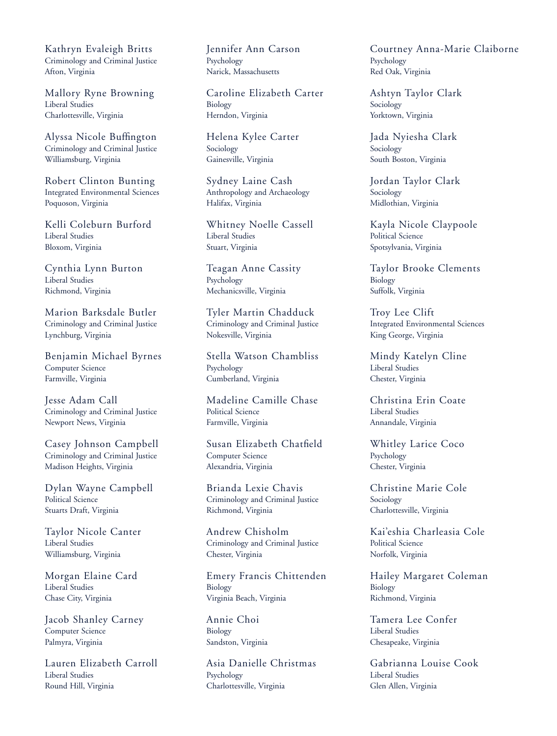Kathryn Evaleigh Britts
Criminology and Criminal Justice
Afton, Virginia

Mallory Ryne Browning
Liberal Studies
Charlottesville, Virginia

Alyssa Nicole Buffington
Criminology and Criminal Justice
Williamsburg, Virginia

Robert Clinton Bunting
Integrated Environmental Sciences
Poquoson, Virginia

Kelli Coleburn Burford
Liberal Studies
Bloxom, Virginia

Cynthia Lynn Burton
Liberal Studies
Richmond, Virginia

Marion Barksdale Butler
Criminology and Criminal Justice
Lynchburg, Virginia

Benjamin Michael Byrnes
Computer Science
Farmville, Virginia

Jesse Adam Call
Criminology and Criminal Justice
Newport News, Virginia

Casey Johnson Campbell
Criminology and Criminal Justice
Madison Heights, Virginia

Dylan Wayne Campbell
Political Science
Stuarts Draft, Virginia

Taylor Nicole Canter
Liberal Studies
Williamsburg, Virginia

Morgan Elaine Card
Liberal Studies
Chase City, Virginia

Jacob Shanley Carney
Computer Science
Palmyra, Virginia

Lauren Elizabeth Carroll
Liberal Studies
Round Hill, Virginia

Jennifer Ann Carson
Psychology
Narick, Massachusetts

Caroline Elizabeth Carter
Biology
Herndon, Virginia

Helena Kylee Carter
Sociology
Gainesville, Virginia

Sydney Laine Cash
Anthropology and Archaeology
Halifax, Virginia

Whitney Noelle Cassell
Liberal Studies
Stuart, Virginia

Teagan Anne Cassity
Psychology
Mechanicsville, Virginia

Tyler Martin Chadduck
Criminology and Criminal Justice
Nokesville, Virginia

Stella Watson Chambliss
Psychology
Cumberland, Virginia

Madeline Camille Chase
Political Science
Farmville, Virginia

Susan Elizabeth Chatfield
Computer Science
Alexandria, Virginia

Brianda Lexie Chavis
Criminology and Criminal Justice
Richmond, Virginia

Andrew Chisholm
Criminology and Criminal Justice
Chester, Virginia

Emery Francis Chittenden
Biology
Virginia Beach, Virginia

Annie Choi
Biology
Sandston, Virginia

Asia Danielle Christmas
Psychology
Charlottesville, Virginia

Courtney Anna-Marie Claiborne
Psychology
Red Oak, Virginia

Ashtyn Taylor Clark
Sociology
Yorktown, Virginia

Jada Nyiesha Clark
Sociology
South Boston, Virginia

Jordan Taylor Clark
Sociology
Midlothian, Virginia

Kayla Nicole Claypoole
Political Science
Spotsylvania, Virginia

Taylor Brooke Clements
Biology
Suffolk, Virginia

Troy Lee Clift
Integrated Environmental Sciences
King George, Virginia

Mindy Katelyn Cline
Liberal Studies
Chester, Virginia

Christina Erin Coate
Liberal Studies
Annandale, Virginia

Whitley Larice Coco
Psychology
Chester, Virginia

Christine Marie Cole
Sociology
Charlottesville, Virginia

Kai'eshia Charleasia Cole
Political Science
Norfolk, Virginia

Hailey Margaret Coleman
Biology
Richmond, Virginia

Tamera Lee Confer
Liberal Studies
Chesapeake, Virginia

Gabrianna Louise Cook
Liberal Studies
Glen Allen, Virginia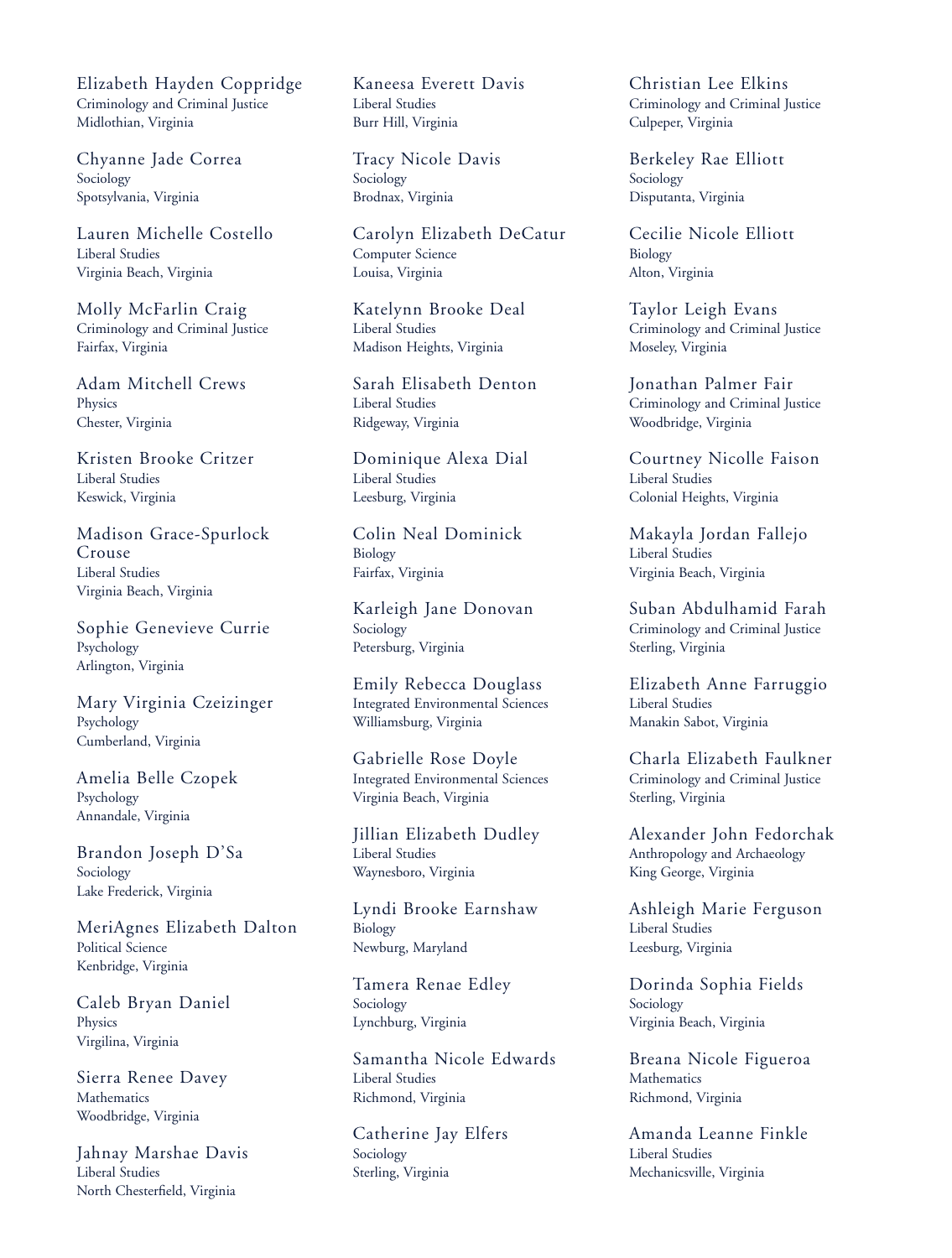Elizabeth Hayden Coppridge
Criminology and Criminal Justice
Midlothian, Virginia

Chyanne Jade Correa
Sociology
Spotsylvania, Virginia

Lauren Michelle Costello
Liberal Studies
Virginia Beach, Virginia

Molly McFarlin Craig
Criminology and Criminal Justice
Fairfax, Virginia

Adam Mitchell Crews
Physics
Chester, Virginia

Kristen Brooke Critzer
Liberal Studies
Keswick, Virginia

Madison Grace-Spurlock Crouse
Liberal Studies
Virginia Beach, Virginia

Sophie Genevieve Currie
Psychology
Arlington, Virginia

Mary Virginia Czeizinger
Psychology
Cumberland, Virginia

Amelia Belle Czopek
Psychology
Annandale, Virginia

Brandon Joseph D'Sa
Sociology
Lake Frederick, Virginia

MeriAgnes Elizabeth Dalton
Political Science
Kenbridge, Virginia

Caleb Bryan Daniel
Physics
Virgilina, Virginia

Sierra Renee Davey
Mathematics
Woodbridge, Virginia

Jahnay Marshae Davis
Liberal Studies
North Chesterfield, Virginia

Kaneesa Everett Davis
Liberal Studies
Burr Hill, Virginia

Tracy Nicole Davis
Sociology
Brodnax, Virginia

Carolyn Elizabeth DeCatur
Computer Science
Louisa, Virginia

Katelynn Brooke Deal
Liberal Studies
Madison Heights, Virginia

Sarah Elisabeth Denton
Liberal Studies
Ridgeway, Virginia

Dominique Alexa Dial
Liberal Studies
Leesburg, Virginia

Colin Neal Dominick
Biology
Fairfax, Virginia

Karleigh Jane Donovan
Sociology
Petersburg, Virginia

Emily Rebecca Douglass
Integrated Environmental Sciences
Williamsburg, Virginia

Gabrielle Rose Doyle
Integrated Environmental Sciences
Virginia Beach, Virginia

Jillian Elizabeth Dudley
Liberal Studies
Waynesboro, Virginia

Lyndi Brooke Earnshaw
Biology
Newburg, Maryland

Tamera Renae Edley
Sociology
Lynchburg, Virginia

Samantha Nicole Edwards
Liberal Studies
Richmond, Virginia

Catherine Jay Elfers
Sociology
Sterling, Virginia

Christian Lee Elkins
Criminology and Criminal Justice
Culpeper, Virginia

Berkeley Rae Elliott
Sociology
Disputanta, Virginia

Cecilie Nicole Elliott
Biology
Alton, Virginia

Taylor Leigh Evans
Criminology and Criminal Justice
Moseley, Virginia

Jonathan Palmer Fair
Criminology and Criminal Justice
Woodbridge, Virginia

Courtney Nicolle Faison
Liberal Studies
Colonial Heights, Virginia

Makayla Jordan Fallejo
Liberal Studies
Virginia Beach, Virginia

Suban Abdulhamid Farah
Criminology and Criminal Justice
Sterling, Virginia

Elizabeth Anne Farruggio
Liberal Studies
Manakin Sabot, Virginia

Charla Elizabeth Faulkner
Criminology and Criminal Justice
Sterling, Virginia

Alexander John Fedorchak
Anthropology and Archaeology
King George, Virginia

Ashleigh Marie Ferguson
Liberal Studies
Leesburg, Virginia

Dorinda Sophia Fields
Sociology
Virginia Beach, Virginia

Breana Nicole Figueroa
Mathematics
Richmond, Virginia

Amanda Leanne Finkle
Liberal Studies
Mechanicsville, Virginia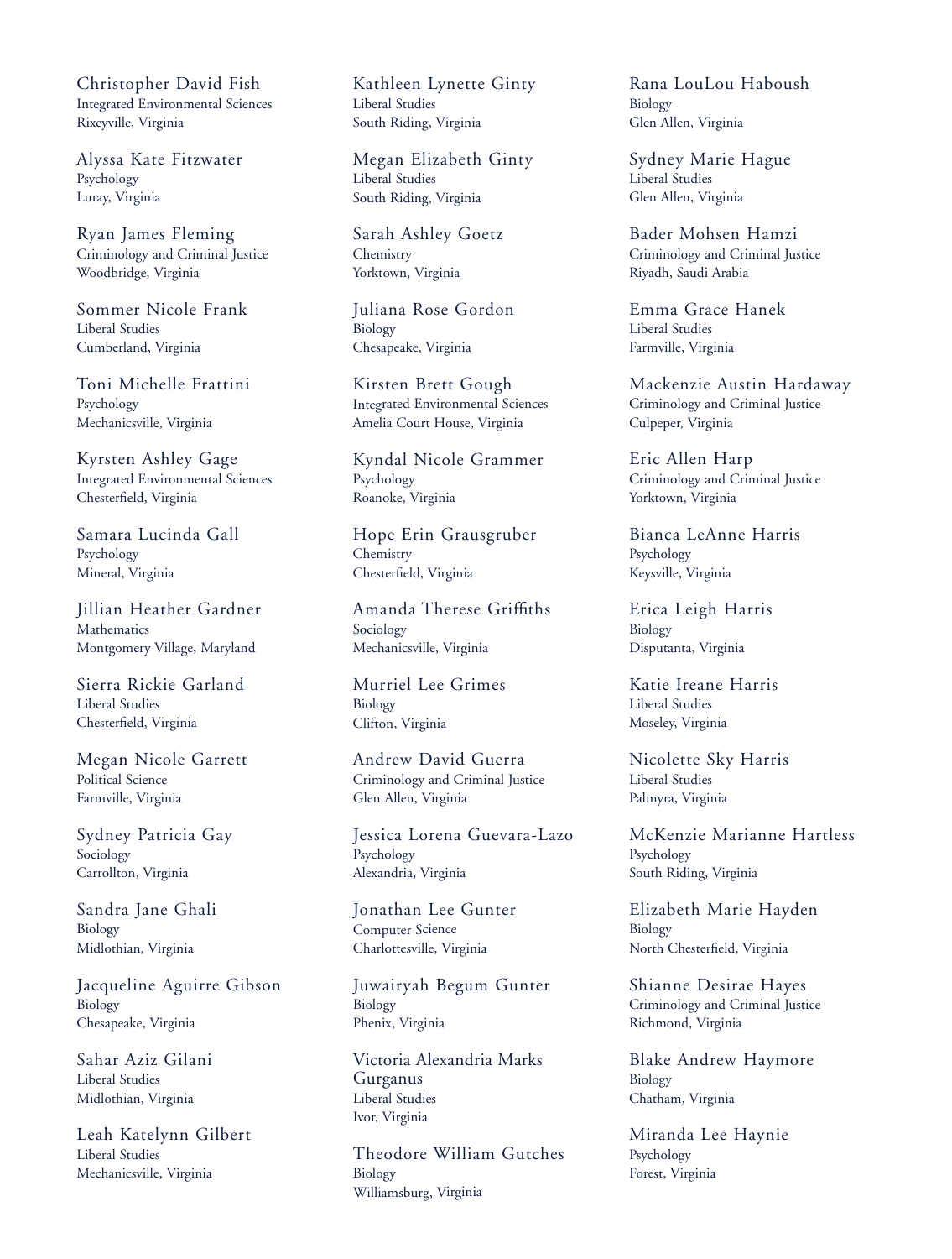Christopher David Fish
Integrated Environmental Sciences
Rixeyville, Virginia

Alyssa Kate Fitzwater
Psychology
Luray, Virginia

Ryan James Fleming
Criminology and Criminal Justice
Woodbridge, Virginia

Sommer Nicole Frank
Liberal Studies
Cumberland, Virginia

Toni Michelle Frattini
Psychology
Mechanicsville, Virginia

Kyrsten Ashley Gage
Integrated Environmental Sciences
Chesterfield, Virginia

Samara Lucinda Gall
Psychology
Mineral, Virginia

Jillian Heather Gardner
Mathematics
Montgomery Village, Maryland

Sierra Rickie Garland
Liberal Studies
Chesterfield, Virginia

Megan Nicole Garrett
Political Science
Farmville, Virginia

Sydney Patricia Gay
Sociology
Carrollton, Virginia

Sandra Jane Ghali
Biology
Midlothian, Virginia

Jacqueline Aguirre Gibson
Biology
Chesapeake, Virginia

Sahar Aziz Gilani
Liberal Studies
Midlothian, Virginia

Leah Katelynn Gilbert
Liberal Studies
Mechanicsville, Virginia

Kathleen Lynette Ginty
Liberal Studies
South Riding, Virginia

Megan Elizabeth Ginty
Liberal Studies
South Riding, Virginia

Sarah Ashley Goetz
Chemistry
Yorktown, Virginia

Juliana Rose Gordon
Biology
Chesapeake, Virginia

Kirsten Brett Gough
Integrated Environmental Sciences
Amelia Court House, Virginia

Kyndal Nicole Grammer
Psychology
Roanoke, Virginia

Hope Erin Grausgruber
Chemistry
Chesterfield, Virginia

Amanda Therese Griffiths
Sociology
Mechanicsville, Virginia

Murriel Lee Grimes
Biology
Clifton, Virginia

Andrew David Guerra
Criminology and Criminal Justice
Glen Allen, Virginia

Jessica Lorena Guevara-Lazo
Psychology
Alexandria, Virginia

Jonathan Lee Gunter
Computer Science
Charlottesville, Virginia

Juwairyah Begum Gunter
Biology
Phenix, Virginia

Victoria Alexandria Marks Gurganus
Liberal Studies
Ivor, Virginia

Theodore William Gutches
Biology
Williamsburg, Virginia

Rana LouLou Haboush
Biology
Glen Allen, Virginia

Sydney Marie Hague
Liberal Studies
Glen Allen, Virginia

Bader Mohsen Hamzi
Criminology and Criminal Justice
Riyadh, Saudi Arabia

Emma Grace Hanek
Liberal Studies
Farmville, Virginia

Mackenzie Austin Hardaway
Criminology and Criminal Justice
Culpeper, Virginia

Eric Allen Harp
Criminology and Criminal Justice
Yorktown, Virginia

Bianca LeAnne Harris
Psychology
Keysville, Virginia

Erica Leigh Harris
Biology
Disputanta, Virginia

Katie Ireane Harris
Liberal Studies
Moseley, Virginia

Nicolette Sky Harris
Liberal Studies
Palmyra, Virginia

McKenzie Marianne Hartless
Psychology
South Riding, Virginia

Elizabeth Marie Hayden
Biology
North Chesterfield, Virginia

Shianne Desirae Hayes
Criminology and Criminal Justice
Richmond, Virginia

Blake Andrew Haymore
Biology
Chatham, Virginia

Miranda Lee Haynie
Psychology
Forest, Virginia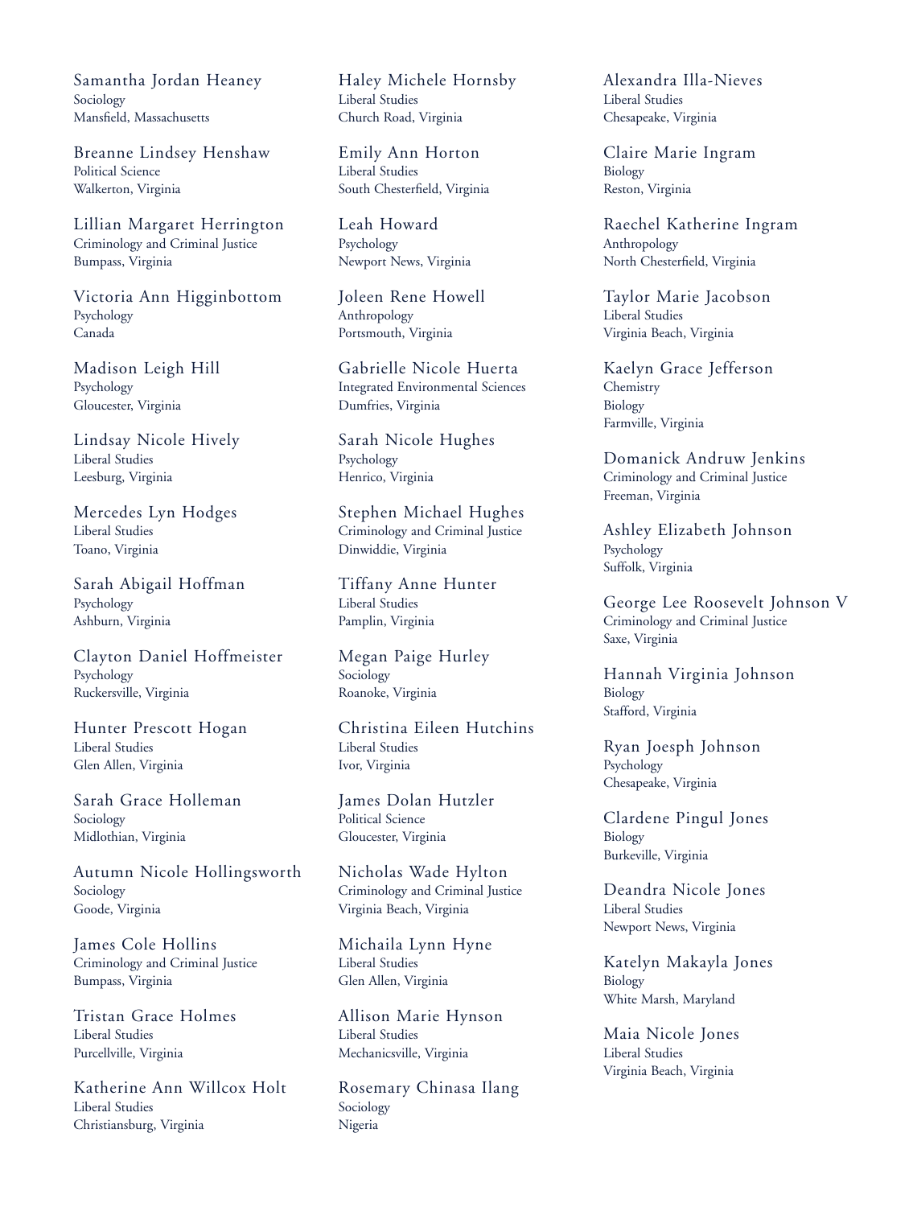Samantha Jordan Heaney
Sociology
Mansfield, Massachusetts

Breanne Lindsey Henshaw
Political Science
Walkerton, Virginia

Lillian Margaret Herrington
Criminology and Criminal Justice
Bumpass, Virginia

Victoria Ann Higginbottom
Psychology
Canada

Madison Leigh Hill
Psychology
Gloucester, Virginia

Lindsay Nicole Hively
Liberal Studies
Leesburg, Virginia

Mercedes Lyn Hodges
Liberal Studies
Toano, Virginia

Sarah Abigail Hoffman
Psychology
Ashburn, Virginia

Clayton Daniel Hoffmeister
Psychology
Ruckersville, Virginia

Hunter Prescott Hogan
Liberal Studies
Glen Allen, Virginia

Sarah Grace Holleman
Sociology
Midlothian, Virginia

Autumn Nicole Hollingsworth
Sociology
Goode, Virginia

James Cole Hollins
Criminology and Criminal Justice
Bumpass, Virginia

Tristan Grace Holmes
Liberal Studies
Purcellville, Virginia

Katherine Ann Willcox Holt
Liberal Studies
Christiansburg, Virginia

Haley Michele Hornsby
Liberal Studies
Church Road, Virginia

Emily Ann Horton
Liberal Studies
South Chesterfield, Virginia

Leah Howard
Psychology
Newport News, Virginia

Joleen Rene Howell
Anthropology
Portsmouth, Virginia

Gabrielle Nicole Huerta
Integrated Environmental Sciences
Dumfries, Virginia

Sarah Nicole Hughes
Psychology
Henrico, Virginia

Stephen Michael Hughes
Criminology and Criminal Justice
Dinwiddie, Virginia

Tiffany Anne Hunter
Liberal Studies
Pamplin, Virginia

Megan Paige Hurley
Sociology
Roanoke, Virginia

Christina Eileen Hutchins
Liberal Studies
Ivor, Virginia

James Dolan Hutzler
Political Science
Gloucester, Virginia

Nicholas Wade Hylton
Criminology and Criminal Justice
Virginia Beach, Virginia

Michaila Lynn Hyne
Liberal Studies
Glen Allen, Virginia

Allison Marie Hynson
Liberal Studies
Mechanicsville, Virginia

Rosemary Chinasa Ilang
Sociology
Nigeria

Alexandra Illa-Nieves
Liberal Studies
Chesapeake, Virginia

Claire Marie Ingram
Biology
Reston, Virginia

Raechel Katherine Ingram
Anthropology
North Chesterfield, Virginia

Taylor Marie Jacobson
Liberal Studies
Virginia Beach, Virginia

Kaelyn Grace Jefferson
Chemistry
Biology
Farmville, Virginia

Domanick Andruw Jenkins
Criminology and Criminal Justice
Freeman, Virginia

Ashley Elizabeth Johnson
Psychology
Suffolk, Virginia

George Lee Roosevelt Johnson V
Criminology and Criminal Justice
Saxe, Virginia

Hannah Virginia Johnson
Biology
Stafford, Virginia

Ryan Joesph Johnson
Psychology
Chesapeake, Virginia

Clardene Pingul Jones
Biology
Burkeville, Virginia

Deandra Nicole Jones
Liberal Studies
Newport News, Virginia

Katelyn Makayla Jones
Biology
White Marsh, Maryland

Maia Nicole Jones
Liberal Studies
Virginia Beach, Virginia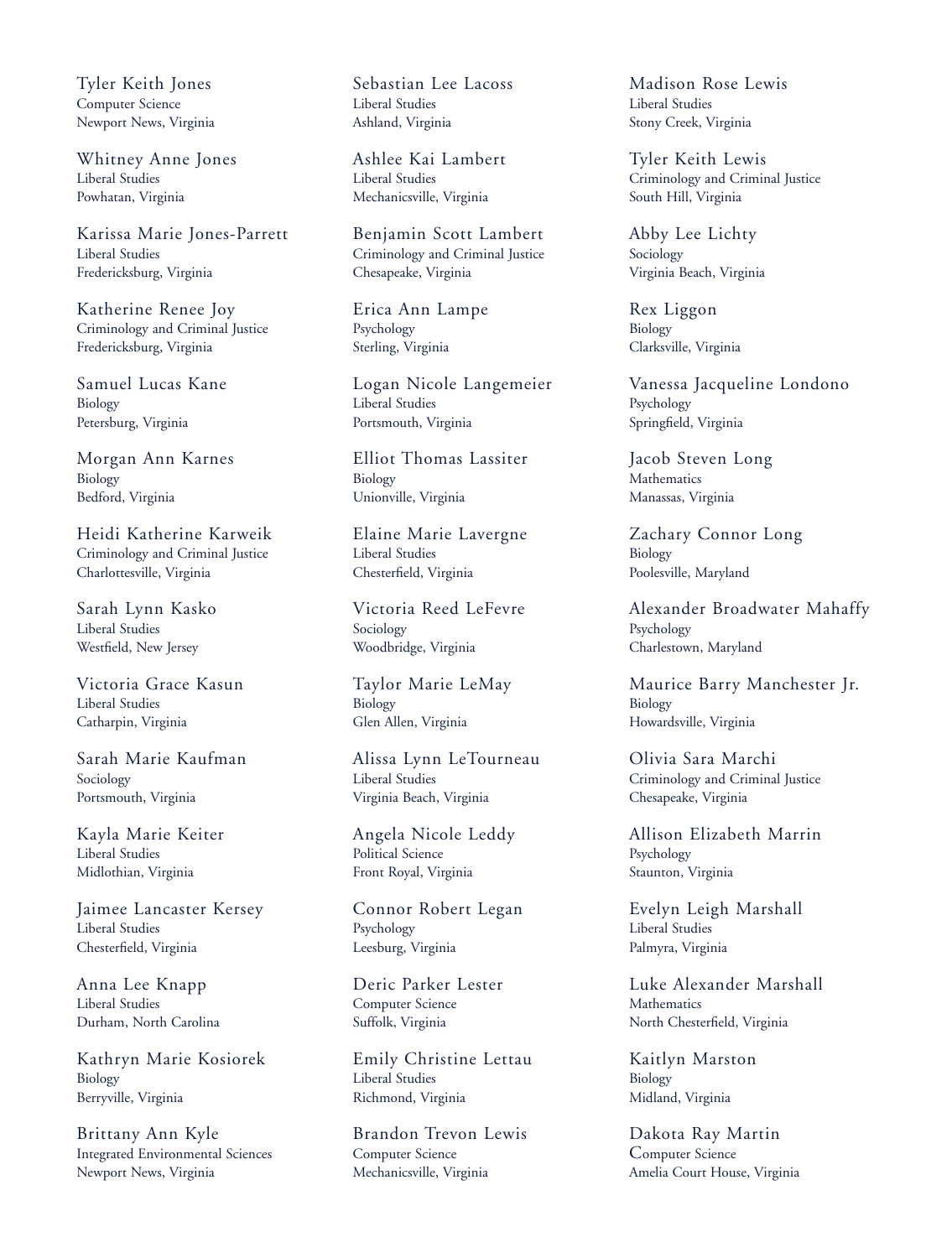Tyler Keith Jones
Computer Science
Newport News, Virginia

Whitney Anne Jones
Liberal Studies
Powhatan, Virginia

Karissa Marie Jones-Parrett
Liberal Studies
Fredericksburg, Virginia

Katherine Renee Joy
Criminology and Criminal Justice
Fredericksburg, Virginia

Samuel Lucas Kane
Biology
Petersburg, Virginia

Morgan Ann Karnes
Biology
Bedford, Virginia

Heidi Katherine Karweik
Criminology and Criminal Justice
Charlottesville, Virginia

Sarah Lynn Kasko
Liberal Studies
Westfield, New Jersey

Victoria Grace Kasun
Liberal Studies
Catharpin, Virginia

Sarah Marie Kaufman
Sociology
Portsmouth, Virginia

Kayla Marie Keiter
Liberal Studies
Midlothian, Virginia

Jaimee Lancaster Kersey
Liberal Studies
Chesterfield, Virginia

Anna Lee Knapp
Liberal Studies
Durham, North Carolina

Kathryn Marie Kosiorek
Biology
Berryville, Virginia

Brittany Ann Kyle
Integrated Environmental Sciences
Newport News, Virginia

Sebastian Lee Lacoss
Liberal Studies
Ashland, Virginia

Ashlee Kai Lambert
Liberal Studies
Mechanicsville, Virginia

Benjamin Scott Lambert
Criminology and Criminal Justice
Chesapeake, Virginia

Erica Ann Lampe
Psychology
Sterling, Virginia

Logan Nicole Langemeier
Liberal Studies
Portsmouth, Virginia

Elliot Thomas Lassiter
Biology
Unionville, Virginia

Elaine Marie Lavergne
Liberal Studies
Chesterfield, Virginia

Victoria Reed LeFevre
Sociology
Woodbridge, Virginia

Taylor Marie LeMay
Biology
Glen Allen, Virginia

Alissa Lynn LeTourneau
Liberal Studies
Virginia Beach, Virginia

Angela Nicole Leddy
Political Science
Front Royal, Virginia

Connor Robert Legan
Psychology
Leesburg, Virginia

Deric Parker Lester
Computer Science
Suffolk, Virginia

Emily Christine Lettau
Liberal Studies
Richmond, Virginia

Brandon Trevon Lewis
Computer Science
Mechanicsville, Virginia

Madison Rose Lewis
Liberal Studies
Stony Creek, Virginia

Tyler Keith Lewis
Criminology and Criminal Justice
South Hill, Virginia

Abby Lee Lichty
Sociology
Virginia Beach, Virginia

Rex Liggon
Biology
Clarksville, Virginia

Vanessa Jacqueline Londono
Psychology
Springfield, Virginia

Jacob Steven Long
Mathematics
Manassas, Virginia

Zachary Connor Long
Biology
Poolesville, Maryland

Alexander Broadwater Mahaffy
Psychology
Charlestown, Maryland

Maurice Barry Manchester Jr.
Biology
Howardsville, Virginia

Olivia Sara Marchi
Criminology and Criminal Justice
Chesapeake, Virginia

Allison Elizabeth Marrin
Psychology
Staunton, Virginia

Evelyn Leigh Marshall
Liberal Studies
Palmyra, Virginia

Luke Alexander Marshall
Mathematics
North Chesterfield, Virginia

Kaitlyn Marston
Biology
Midland, Virginia

Dakota Ray Martin
Computer Science
Amelia Court House, Virginia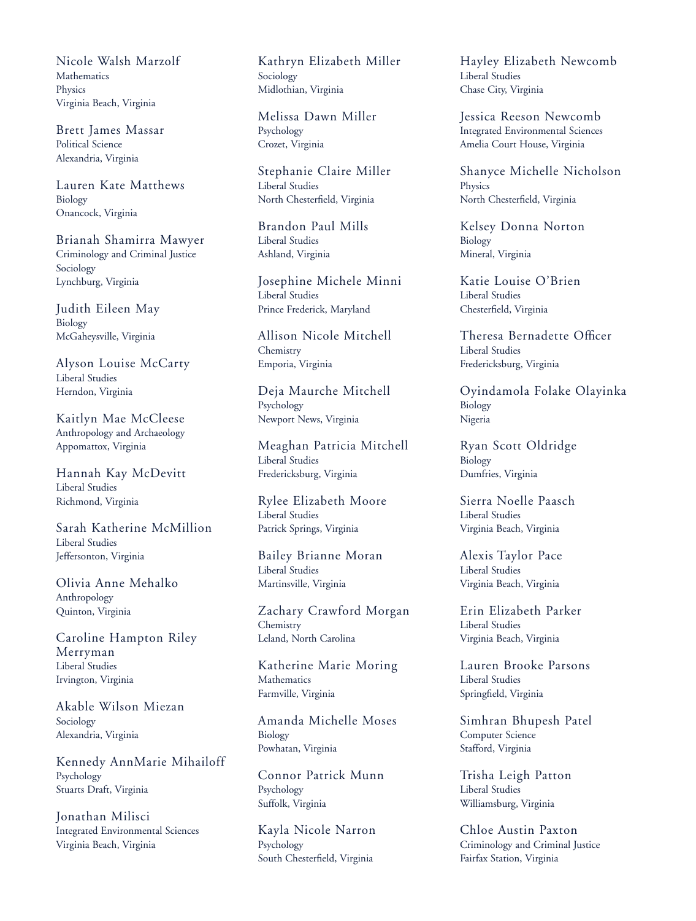Nicole Walsh Marzolf
Mathematics
Physics
Virginia Beach, Virginia

Brett James Massar
Political Science
Alexandria, Virginia

Lauren Kate Matthews
Biology
Onancock, Virginia

Brianah Shamirra Mawyer
Criminology and Criminal Justice
Sociology
Lynchburg, Virginia

Judith Eileen May
Biology
McGaheysville, Virginia

Alyson Louise McCarty
Liberal Studies
Herndon, Virginia

Kaitlyn Mae McCleese
Anthropology and Archaeology
Appomattox, Virginia

Hannah Kay McDevitt
Liberal Studies
Richmond, Virginia

Sarah Katherine McMillion
Liberal Studies
Jeffersonton, Virginia

Olivia Anne Mehalko
Anthropology
Quinton, Virginia

Caroline Hampton Riley Merryman
Liberal Studies
Irvington, Virginia

Akable Wilson Miezan
Sociology
Alexandria, Virginia

Kennedy AnnMarie Mihailoff
Psychology
Stuarts Draft, Virginia

Jonathan Milisci
Integrated Environmental Sciences
Virginia Beach, Virginia

Kathryn Elizabeth Miller
Sociology
Midlothian, Virginia

Melissa Dawn Miller
Psychology
Crozet, Virginia

Stephanie Claire Miller
Liberal Studies
North Chesterfield, Virginia

Brandon Paul Mills
Liberal Studies
Ashland, Virginia

Josephine Michele Minni
Liberal Studies
Prince Frederick, Maryland

Allison Nicole Mitchell
Chemistry
Emporia, Virginia

Deja Maurche Mitchell
Psychology
Newport News, Virginia

Meaghan Patricia Mitchell
Liberal Studies
Fredericksburg, Virginia

Rylee Elizabeth Moore
Liberal Studies
Patrick Springs, Virginia

Bailey Brianne Moran
Liberal Studies
Martinsville, Virginia

Zachary Crawford Morgan
Chemistry
Leland, North Carolina

Katherine Marie Moring
Mathematics
Farmville, Virginia

Amanda Michelle Moses
Biology
Powhatan, Virginia

Connor Patrick Munn
Psychology
Suffolk, Virginia

Kayla Nicole Narron
Psychology
South Chesterfield, Virginia

Hayley Elizabeth Newcomb
Liberal Studies
Chase City, Virginia

Jessica Reeson Newcomb
Integrated Environmental Sciences
Amelia Court House, Virginia

Shanyce Michelle Nicholson
Physics
North Chesterfield, Virginia

Kelsey Donna Norton
Biology
Mineral, Virginia

Katie Louise O'Brien
Liberal Studies
Chesterfield, Virginia

Theresa Bernadette Officer
Liberal Studies
Fredericksburg, Virginia

Oyindamola Folake Olayinka
Biology
Nigeria

Ryan Scott Oldridge
Biology
Dumfries, Virginia

Sierra Noelle Paasch
Liberal Studies
Virginia Beach, Virginia

Alexis Taylor Pace
Liberal Studies
Virginia Beach, Virginia

Erin Elizabeth Parker
Liberal Studies
Virginia Beach, Virginia

Lauren Brooke Parsons
Liberal Studies
Springfield, Virginia

Simhran Bhupesh Patel
Computer Science
Stafford, Virginia

Trisha Leigh Patton
Liberal Studies
Williamsburg, Virginia

Chloe Austin Paxton
Criminology and Criminal Justice
Fairfax Station, Virginia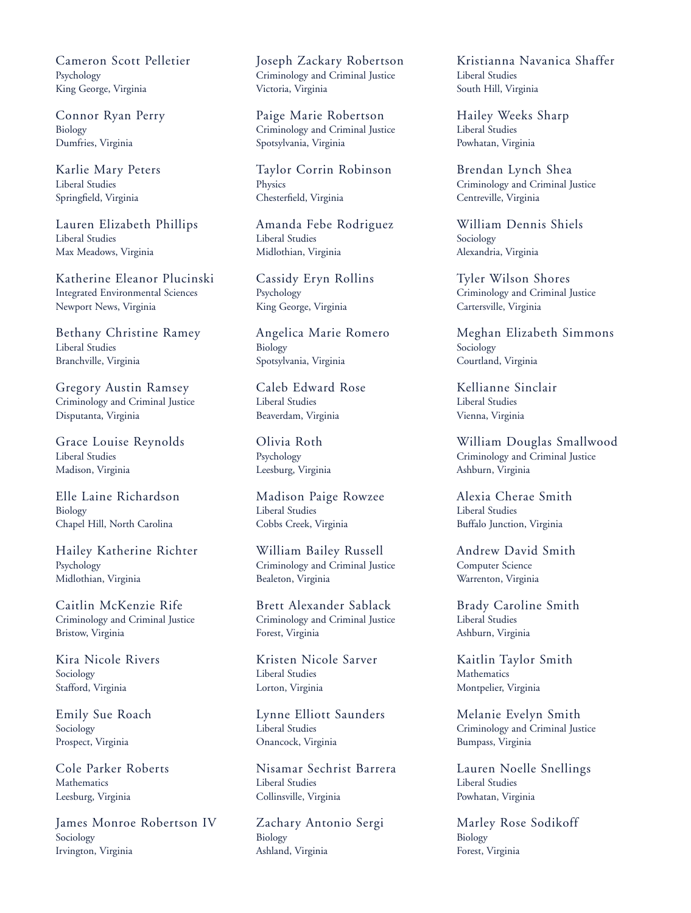Cameron Scott Pelletier
Psychology
King George, Virginia

Connor Ryan Perry
Biology
Dumfries, Virginia

Karlie Mary Peters
Liberal Studies
Springfield, Virginia

Lauren Elizabeth Phillips
Liberal Studies
Max Meadows, Virginia

Katherine Eleanor Plucinski
Integrated Environmental Sciences
Newport News, Virginia

Bethany Christine Ramey
Liberal Studies
Branchville, Virginia

Gregory Austin Ramsey
Criminology and Criminal Justice
Disputanta, Virginia

Grace Louise Reynolds
Liberal Studies
Madison, Virginia

Elle Laine Richardson
Biology
Chapel Hill, North Carolina

Hailey Katherine Richter
Psychology
Midlothian, Virginia

Caitlin McKenzie Rife
Criminology and Criminal Justice
Bristow, Virginia

Kira Nicole Rivers
Sociology
Stafford, Virginia

Emily Sue Roach
Sociology
Prospect, Virginia

Cole Parker Roberts
Mathematics
Leesburg, Virginia

James Monroe Robertson IV
Sociology
Irvington, Virginia

Joseph Zackary Robertson
Criminology and Criminal Justice
Victoria, Virginia

Paige Marie Robertson
Criminology and Criminal Justice
Spotsylvania, Virginia

Taylor Corrin Robinson
Physics
Chesterfield, Virginia

Amanda Febe Rodriguez
Liberal Studies
Midlothian, Virginia

Cassidy Eryn Rollins
Psychology
King George, Virginia

Angelica Marie Romero
Biology
Spotsylvania, Virginia

Caleb Edward Rose
Liberal Studies
Beaverdam, Virginia

Olivia Roth
Psychology
Leesburg, Virginia

Madison Paige Rowzee
Liberal Studies
Cobbs Creek, Virginia

William Bailey Russell
Criminology and Criminal Justice
Bealeton, Virginia

Brett Alexander Sablack
Criminology and Criminal Justice
Forest, Virginia

Kristen Nicole Sarver
Liberal Studies
Lorton, Virginia

Lynne Elliott Saunders
Liberal Studies
Onancock, Virginia

Nisamar Sechrist Barrera
Liberal Studies
Collinsville, Virginia

Zachary Antonio Sergi
Biology
Ashland, Virginia

Kristianna Navanica Shaffer
Liberal Studies
South Hill, Virginia

Hailey Weeks Sharp
Liberal Studies
Powhatan, Virginia

Brendan Lynch Shea
Criminology and Criminal Justice
Centreville, Virginia

William Dennis Shiels
Sociology
Alexandria, Virginia

Tyler Wilson Shores
Criminology and Criminal Justice
Cartersville, Virginia

Meghan Elizabeth Simmons
Sociology
Courtland, Virginia

Kellianne Sinclair
Liberal Studies
Vienna, Virginia

William Douglas Smallwood
Criminology and Criminal Justice
Ashburn, Virginia

Alexia Cherae Smith
Liberal Studies
Buffalo Junction, Virginia

Andrew David Smith
Computer Science
Warrenton, Virginia

Brady Caroline Smith
Liberal Studies
Ashburn, Virginia

Kaitlin Taylor Smith
Mathematics
Montpelier, Virginia

Melanie Evelyn Smith
Criminology and Criminal Justice
Bumpass, Virginia

Lauren Noelle Snellings
Liberal Studies
Powhatan, Virginia

Marley Rose Sodikoff
Biology
Forest, Virginia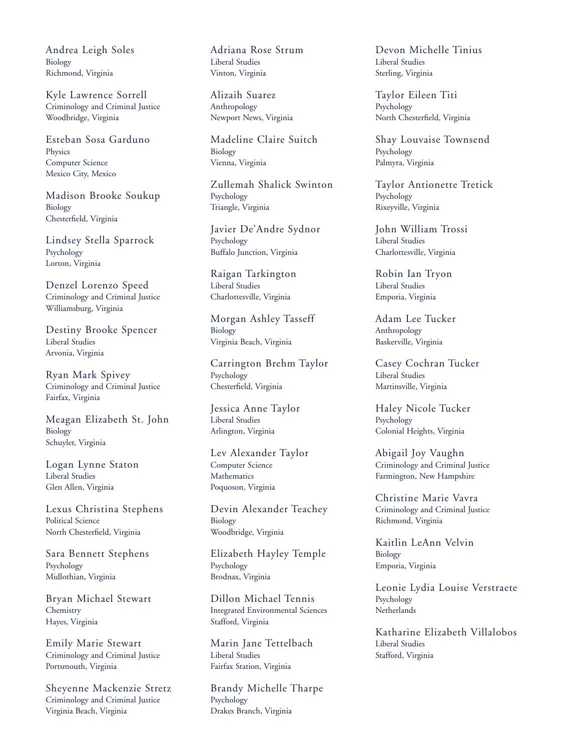Andrea Leigh Soles
Biology
Richmond, Virginia

Kyle Lawrence Sorrell
Criminology and Criminal Justice
Woodbridge, Virginia

Esteban Sosa Garduno
Physics
Computer Science
Mexico City, Mexico

Madison Brooke Soukup
Biology
Chesterfield, Virginia

Lindsey Stella Sparrock
Psychology
Lorton, Virginia

Denzel Lorenzo Speed
Criminology and Criminal Justice
Williamsburg, Virginia

Destiny Brooke Spencer
Liberal Studies
Arvonia, Virginia

Ryan Mark Spivey
Criminology and Criminal Justice
Fairfax, Virginia

Meagan Elizabeth St. John
Biology
Schuyler, Virginia

Logan Lynne Staton
Liberal Studies
Glen Allen, Virginia

Lexus Christina Stephens
Political Science
North Chesterfield, Virginia

Sara Bennett Stephens
Psychology
Midlothian, Virginia

Bryan Michael Stewart
Chemistry
Hayes, Virginia

Emily Marie Stewart
Criminology and Criminal Justice
Portsmouth, Virginia

Sheyenne Mackenzie Stretz
Criminology and Criminal Justice
Virginia Beach, Virginia

Adriana Rose Strum
Liberal Studies
Vinton, Virginia

Alizaih Suarez
Anthropology
Newport News, Virginia

Madeline Claire Suitch
Biology
Vienna, Virginia

Zullemah Shalick Swinton
Psychology
Triangle, Virginia

Javier De'Andre Sydnor
Psychology
Buffalo Junction, Virginia

Raigan Tarkington
Liberal Studies
Charlottesville, Virginia

Morgan Ashley Tasseff
Biology
Virginia Beach, Virginia

Carrington Brehm Taylor
Psychology
Chesterfield, Virginia

Jessica Anne Taylor
Liberal Studies
Arlington, Virginia

Lev Alexander Taylor
Computer Science
Mathematics
Poquoson, Virginia

Devin Alexander Teachey
Biology
Woodbridge, Virginia

Elizabeth Hayley Temple
Psychology
Brodnax, Virginia

Dillon Michael Tennis
Integrated Environmental Sciences
Stafford, Virginia

Marin Jane Tettelbach
Liberal Studies
Fairfax Station, Virginia

Brandy Michelle Tharpe
Psychology
Drakes Branch, Virginia

Devon Michelle Tinius
Liberal Studies
Sterling, Virginia

Taylor Eileen Titi
Psychology
North Chesterfield, Virginia

Shay Louvaise Townsend
Psychology
Palmyra, Virginia

Taylor Antionette Tretick
Psychology
Rixeyville, Virginia

John William Trossi
Liberal Studies
Charlottesville, Virginia

Robin Ian Tryon
Liberal Studies
Emporia, Virginia

Adam Lee Tucker
Anthropology
Baskerville, Virginia

Casey Cochran Tucker
Liberal Studies
Martinsville, Virginia

Haley Nicole Tucker
Psychology
Colonial Heights, Virginia

Abigail Joy Vaughn
Criminology and Criminal Justice
Farmington, New Hampshire

Christine Marie Vavra
Criminology and Criminal Justice
Richmond, Virginia

Kaitlin LeAnn Velvin
Biology
Emporia, Virginia

Leonie Lydia Louise Verstraete
Psychology
Netherlands

Katharine Elizabeth Villalobos
Liberal Studies
Stafford, Virginia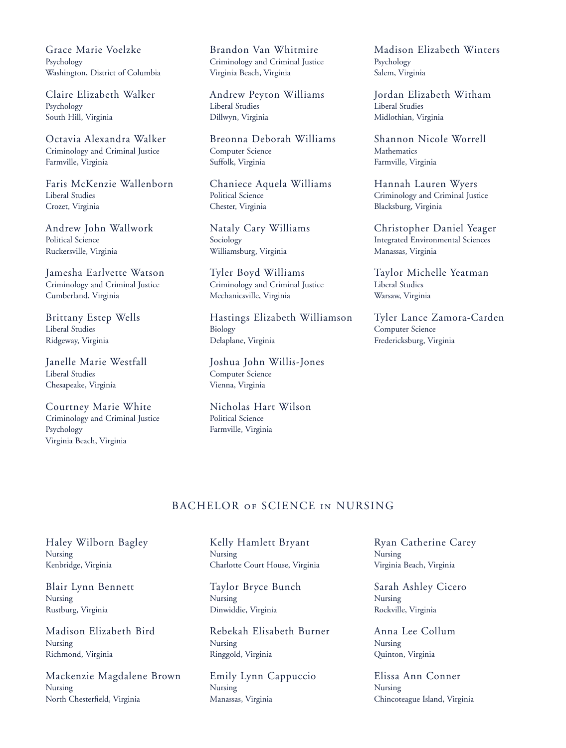Grace Marie Voelzke
Psychology
Washington, District of Columbia

Claire Elizabeth Walker
Psychology
South Hill, Virginia

Octavia Alexandra Walker
Criminology and Criminal Justice
Farmville, Virginia

Faris McKenzie Wallenborn
Liberal Studies
Crozet, Virginia

Andrew John Wallwork
Political Science
Ruckersville, Virginia

Jamesha Earlvette Watson
Criminology and Criminal Justice
Cumberland, Virginia

Brittany Estep Wells
Liberal Studies
Ridgeway, Virginia

Janelle Marie Westfall
Liberal Studies
Chesapeake, Virginia

Courtney Marie White
Criminology and Criminal Justice
Psychology
Virginia Beach, Virginia

Brandon Van Whitmire
Criminology and Criminal Justice
Virginia Beach, Virginia

Andrew Peyton Williams
Liberal Studies
Dillwyn, Virginia

Breonna Deborah Williams
Computer Science
Suffolk, Virginia

Chaniece Aquela Williams
Political Science
Chester, Virginia

Nataly Cary Williams
Sociology
Williamsburg, Virginia

Tyler Boyd Williams
Criminology and Criminal Justice
Mechanicsville, Virginia

Hastings Elizabeth Williamson
Biology
Delaplane, Virginia

Joshua John Willis-Jones
Computer Science
Vienna, Virginia

Nicholas Hart Wilson
Political Science
Farmville, Virginia

Madison Elizabeth Winters
Psychology
Salem, Virginia

Jordan Elizabeth Witham
Liberal Studies
Midlothian, Virginia

Shannon Nicole Worrell
Mathematics
Farmville, Virginia

Hannah Lauren Wyers
Criminology and Criminal Justice
Blacksburg, Virginia

Christopher Daniel Yeager
Integrated Environmental Sciences
Manassas, Virginia

Taylor Michelle Yeatman
Liberal Studies
Warsaw, Virginia

Tyler Lance Zamora-Carden
Computer Science
Fredericksburg, Virginia

## BACHELOR of SCIENCE in NURSING

Haley Wilborn Bagley
Nursing
Kenbridge, Virginia

Blair Lynn Bennett
Nursing
Rustburg, Virginia

Madison Elizabeth Bird
Nursing
Richmond, Virginia

Mackenzie Magdalene Brown
Nursing
North Chesterfield, Virginia

Kelly Hamlett Bryant
Nursing
Charlotte Court House, Virginia

Taylor Bryce Bunch
Nursing
Dinwiddie, Virginia

Rebekah Elisabeth Burner
Nursing
Ringgold, Virginia

Emily Lynn Cappuccio
Nursing
Manassas, Virginia

Ryan Catherine Carey
Nursing
Virginia Beach, Virginia

Sarah Ashley Cicero
Nursing
Rockville, Virginia

Anna Lee Collum
Nursing
Quinton, Virginia

Elissa Ann Conner
Nursing
Chincoteague Island, Virginia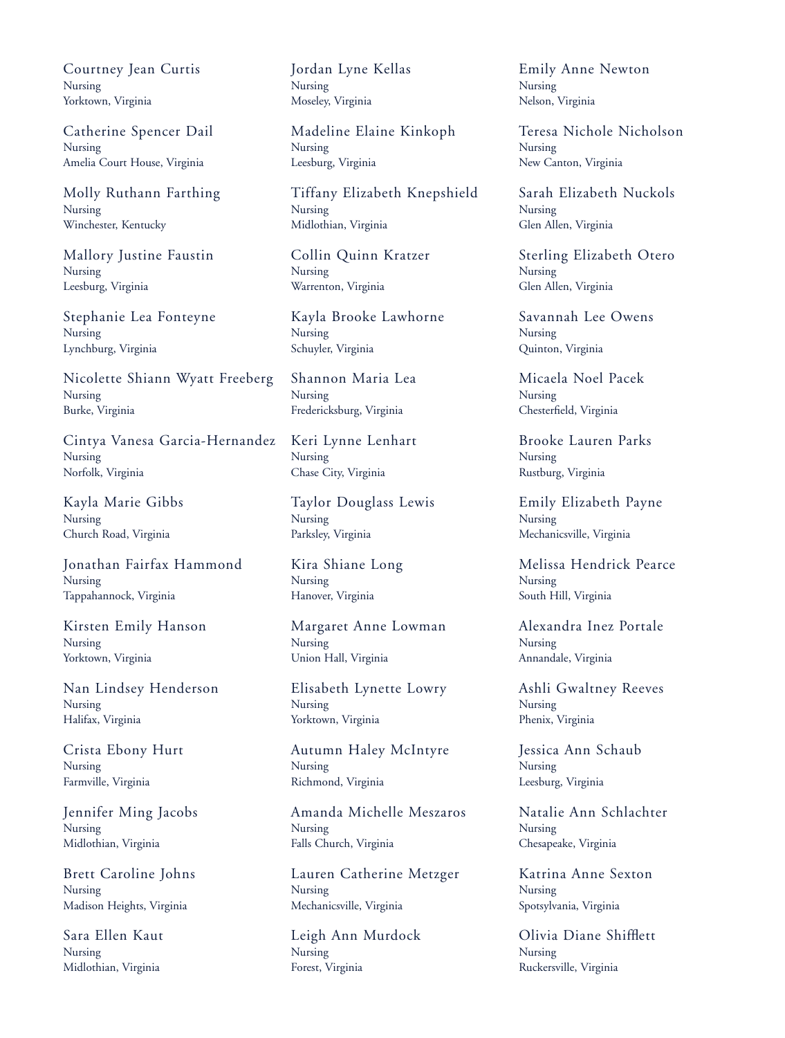Courtney Jean Curtis
Nursing
Yorktown, Virginia

Catherine Spencer Dail
Nursing
Amelia Court House, Virginia

Molly Ruthann Farthing
Nursing
Winchester, Kentucky

Mallory Justine Faustin
Nursing
Leesburg, Virginia

Stephanie Lea Fonteyne
Nursing
Lynchburg, Virginia

Nicolette Shiann Wyatt Freeberg
Nursing
Burke, Virginia

Cintya Vanesa Garcia-Hernandez
Nursing
Norfolk, Virginia

Kayla Marie Gibbs
Nursing
Church Road, Virginia

Jonathan Fairfax Hammond
Nursing
Tappahannock, Virginia

Kirsten Emily Hanson
Nursing
Yorktown, Virginia

Nan Lindsey Henderson
Nursing
Halifax, Virginia

Crista Ebony Hurt
Nursing
Farmville, Virginia

Jennifer Ming Jacobs
Nursing
Midlothian, Virginia

Brett Caroline Johns
Nursing
Madison Heights, Virginia

Sara Ellen Kaut
Nursing
Midlothian, Virginia

Jordan Lyne Kellas
Nursing
Moseley, Virginia

Madeline Elaine Kinkoph
Nursing
Leesburg, Virginia

Tiffany Elizabeth Knepshield
Nursing
Midlothian, Virginia

Collin Quinn Kratzer
Nursing
Warrenton, Virginia

Kayla Brooke Lawhorne
Nursing
Schuyler, Virginia

Shannon Maria Lea
Nursing
Fredericksburg, Virginia

Keri Lynne Lenhart
Nursing
Chase City, Virginia

Taylor Douglass Lewis
Nursing
Parksley, Virginia

Kira Shiane Long
Nursing
Hanover, Virginia

Margaret Anne Lowman
Nursing
Union Hall, Virginia

Elisabeth Lynette Lowry
Nursing
Yorktown, Virginia

Autumn Haley McIntyre
Nursing
Richmond, Virginia

Amanda Michelle Meszaros
Nursing
Falls Church, Virginia

Lauren Catherine Metzger
Nursing
Mechanicsville, Virginia

Leigh Ann Murdock
Nursing
Forest, Virginia

Emily Anne Newton
Nursing
Nelson, Virginia

Teresa Nichole Nicholson
Nursing
New Canton, Virginia

Sarah Elizabeth Nuckols
Nursing
Glen Allen, Virginia

Sterling Elizabeth Otero
Nursing
Glen Allen, Virginia

Savannah Lee Owens
Nursing
Quinton, Virginia

Micaela Noel Pacek
Nursing
Chesterfield, Virginia

Brooke Lauren Parks
Nursing
Rustburg, Virginia

Emily Elizabeth Payne
Nursing
Mechanicsville, Virginia

Melissa Hendrick Pearce
Nursing
South Hill, Virginia

Alexandra Inez Portale
Nursing
Annandale, Virginia

Ashli Gwaltney Reeves
Nursing
Phenix, Virginia

Jessica Ann Schaub
Nursing
Leesburg, Virginia

Natalie Ann Schlachter
Nursing
Chesapeake, Virginia

Katrina Anne Sexton
Nursing
Spotsylvania, Virginia

Olivia Diane Shifflett
Nursing
Ruckersville, Virginia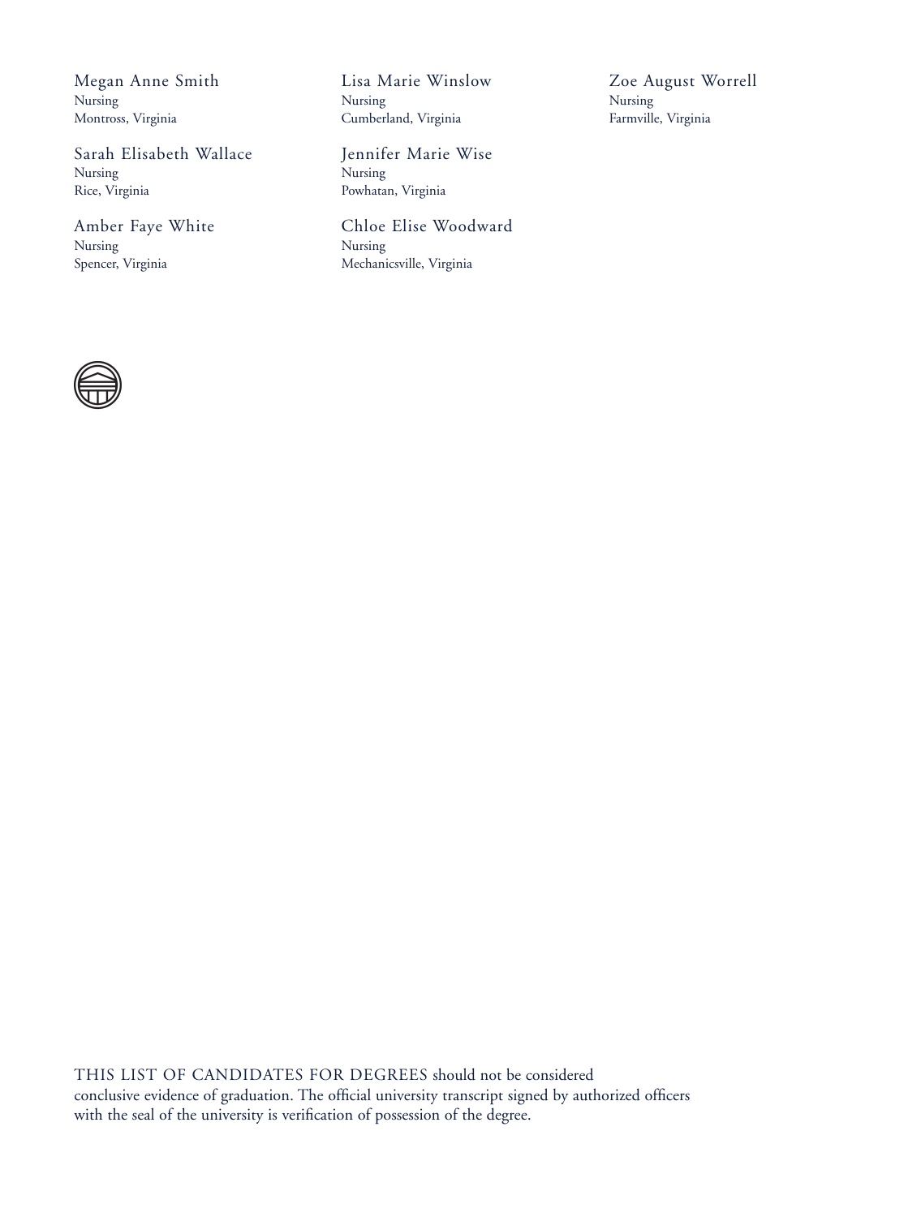Megan Anne Smith
Nursing
Montross, Virginia

Sarah Elisabeth Wallace
Nursing
Rice, Virginia

Amber Faye White
Nursing
Spencer, Virginia

Lisa Marie Winslow
Nursing
Cumberland, Virginia

Jennifer Marie Wise
Nursing
Powhatan, Virginia

Chloe Elise Woodward
Nursing
Mechanicsville, Virginia

Zoe August Worrell
Nursing
Farmville, Virginia

THIS LIST OF CANDIDATES FOR DEGREES should not be considered conclusive evidence of graduation. The official university transcript signed by authorized officers with the seal of the university is verification of possession of the degree.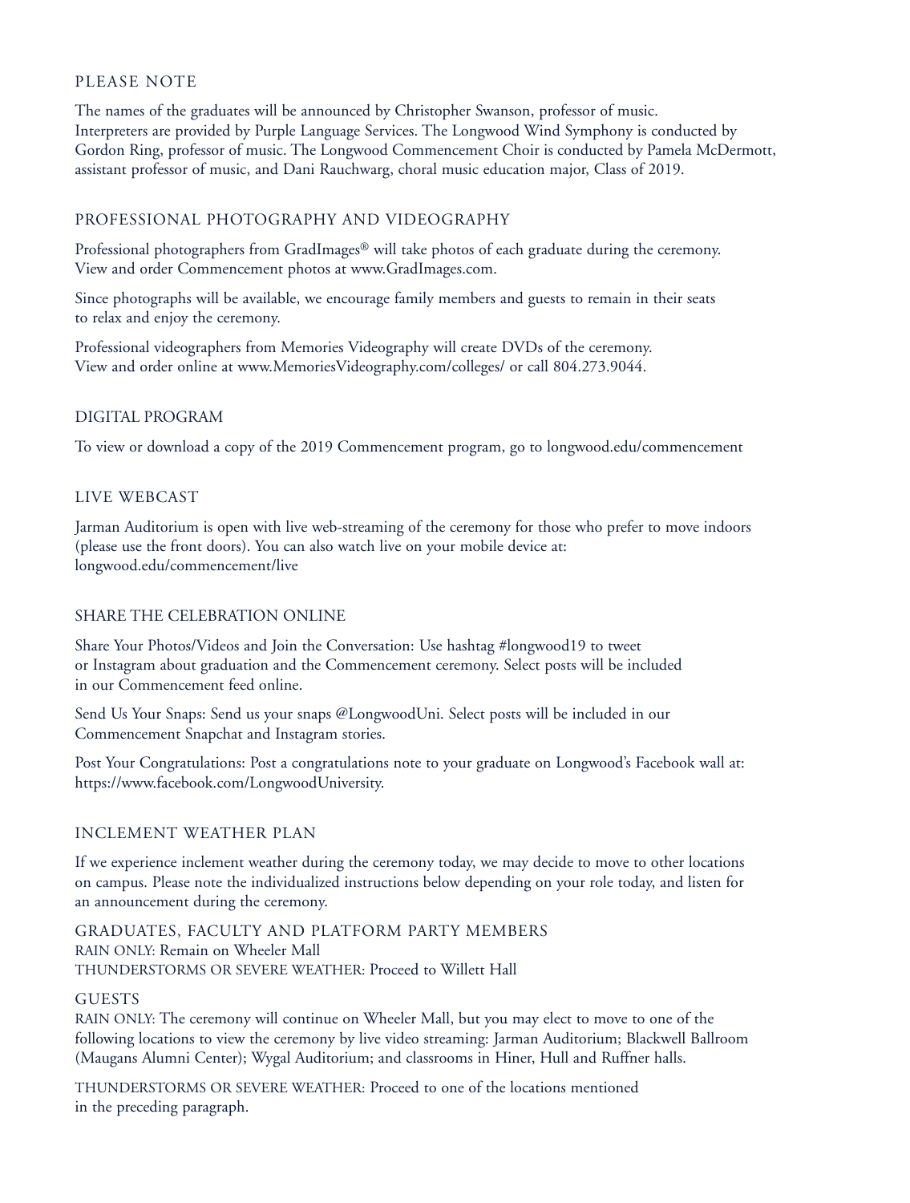## PLEASE NOTE

The names of the graduates will be announced by Christopher Swanson, professor of music. Interpreters are provided by Purple Language Services. The Longwood Wind Symphony is conducted by Gordon Ring, professor of music. The Longwood Commencement Choir is conducted by Pamela McDermott, assistant professor of music, and Dani Rauchwarg, choral music education major, Class of 2019.

## PROFESSIONAL PHOTOGRAPHY AND VIDEOGRAPHY

Professional photographers from GradImages® will take photos of each graduate during the ceremony. View and order Commencement photos at www.GradImages.com.

Since photographs will be available, we encourage family members and guests to remain in their seats to relax and enjoy the ceremony.

Professional videographers from Memories Videography will create DVDs of the ceremony. View and order online at www.MemoriesVideography.com/colleges/ or call 804.273.9044.

## DIGITAL PROGRAM

To view or download a copy of the 2019 Commencement program, go to longwood.edu/commencement

## LIVE WEBCAST

Jarman Auditorium is open with live web-streaming of the ceremony for those who prefer to move indoors (please use the front doors). You can also watch live on your mobile device at: longwood.edu/commencement/live

## SHARE THE CELEBRATION ONLINE

Share Your Photos/Videos and Join the Conversation: Use hashtag #longwood19 to tweet or Instagram about graduation and the Commencement ceremony. Select posts will be included in our Commencement feed online.

Send Us Your Snaps: Send us your snaps @LongwoodUni. Select posts will be included in our Commencement Snapchat and Instagram stories.

Post Your Congratulations: Post a congratulations note to your graduate on Longwood's Facebook wall at: https://www.facebook.com/LongwoodUniversity.

## INCLEMENT WEATHER PLAN

If we experience inclement weather during the ceremony today, we may decide to move to other locations on campus. Please note the individualized instructions below depending on your role today, and listen for an announcement during the ceremony.

### GRADUATES, FACULTY AND PLATFORM PARTY MEMBERS

RAIN ONLY: Remain on Wheeler Mall
THUNDERSTORMS OR SEVERE WEATHER: Proceed to Willett Hall

### GUESTS

RAIN ONLY: The ceremony will continue on Wheeler Mall, but you may elect to move to one of the following locations to view the ceremony by live video streaming: Jarman Auditorium; Blackwell Ballroom (Maugans Alumni Center); Wygal Auditorium; and classrooms in Hiner, Hull and Ruffner halls.

THUNDERSTORMS OR SEVERE WEATHER: Proceed to one of the locations mentioned in the preceding paragraph.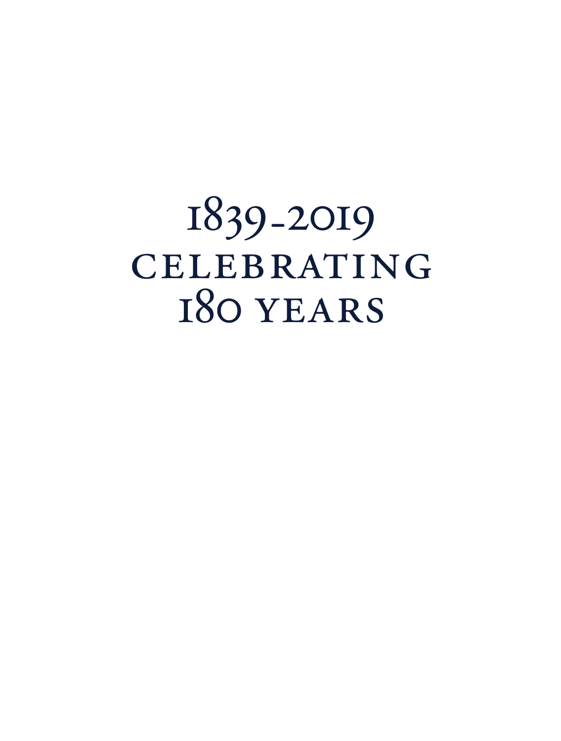1839-2019

CELEBRATING

180 YEARS